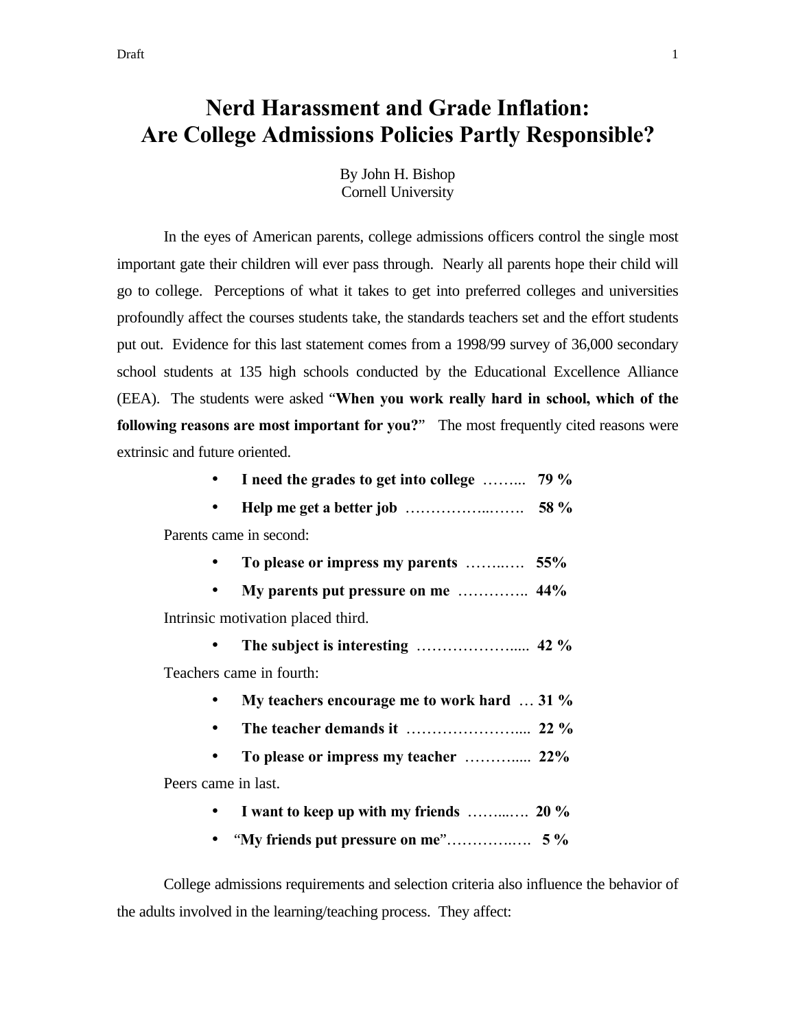# Nerd Harassment and Grade Inflation: Are College Admissions Policies Partly Responsible?

By John H. Bishop
Cornell University

In the eyes of American parents, college admissions officers control the single most important gate their children will ever pass through. Nearly all parents hope their child will go to college. Perceptions of what it takes to get into preferred colleges and universities profoundly affect the courses students take, the standards teachers set and the effort students put out. Evidence for this last statement comes from a 1998/99 survey of 36,000 secondary school students at 135 high schools conducted by the Educational Excellence Alliance (EEA). The students were asked "**When you work really hard in school, which of the following reasons are most important for you?**" The most frequently cited reasons were extrinsic and future oriented.

- **I need the grades to get into college** …….. **79 %**
- **Help me get a better job** ……………..……. **58 %**

Parents came in second:

- **To please or impress my parents** ……..…. **55%**
- **My parents put pressure on me** …………. **44%**

Intrinsic motivation placed third.

- **The subject is interesting** ……………….... **42 %**

Teachers came in fourth:

- **My teachers encourage me to work hard** … **31 %**
- **The teacher demands it** ………………….... **22 %**
- **To please or impress my teacher** ……….... **22%**

Peers came in last.

- **I want to keep up with my friends** ……...…. **20 %**
- "**My friends put pressure on me**"……………. **5 %**

College admissions requirements and selection criteria also influence the behavior of the adults involved in the learning/teaching process. They affect: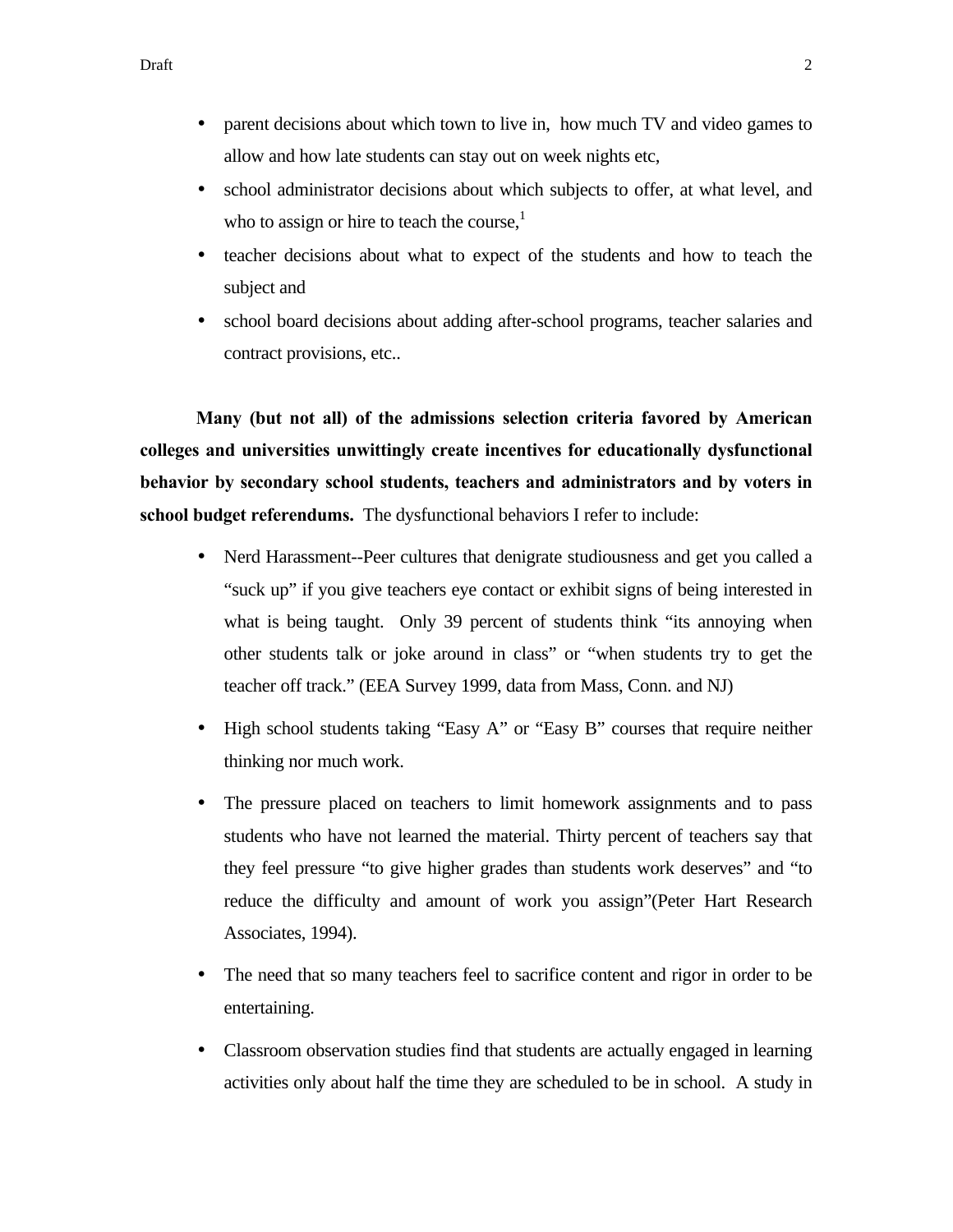- parent decisions about which town to live in,  how much TV and video games to allow and how late students can stay out on week nights etc,
- school administrator decisions about which subjects to offer, at what level, and who to assign or hire to teach the course,[1]
- teacher decisions about what to expect of the students and how to teach the subject and
- school board decisions about adding after-school programs, teacher salaries and contract provisions, etc..

**Many (but not all) of the admissions selection criteria favored by American colleges and universities unwittingly create incentives for educationally dysfunctional behavior by secondary school students, teachers and administrators and by voters in school budget referendums.** The dysfunctional behaviors I refer to include:

- Nerd Harassment--Peer cultures that denigrate studiousness and get you called a "suck up" if you give teachers eye contact or exhibit signs of being interested in what is being taught.  Only 39 percent of students think "its annoying when other students talk or joke around in class" or "when students try to get the teacher off track." (EEA Survey 1999, data from Mass, Conn. and NJ)
- High school students taking "Easy A" or "Easy B" courses that require neither thinking nor much work.
- The pressure placed on teachers to limit homework assignments and to pass students who have not learned the material. Thirty percent of teachers say that they feel pressure "to give higher grades than students work deserves" and "to reduce the difficulty and amount of work you assign"(Peter Hart Research Associates, 1994).
- The need that so many teachers feel to sacrifice content and rigor in order to be entertaining.
- Classroom observation studies find that students are actually engaged in learning activities only about half the time they are scheduled to be in school.  A study in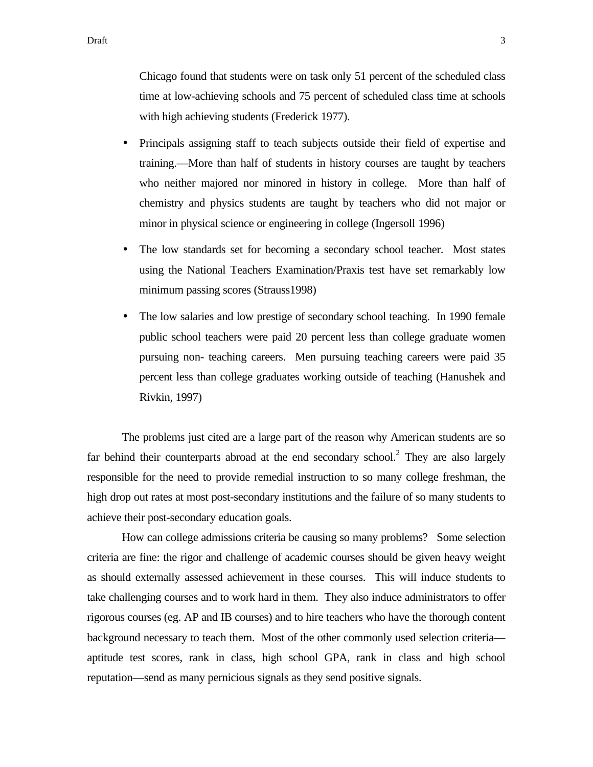Chicago found that students were on task only 51 percent of the scheduled class time at low-achieving schools and 75 percent of scheduled class time at schools with high achieving students (Frederick 1977).

- Principals assigning staff to teach subjects outside their field of expertise and training.—More than half of students in history courses are taught by teachers who neither majored nor minored in history in college. More than half of chemistry and physics students are taught by teachers who did not major or minor in physical science or engineering in college (Ingersoll 1996)
- The low standards set for becoming a secondary school teacher. Most states using the National Teachers Examination/Praxis test have set remarkably low minimum passing scores (Strauss1998)
- The low salaries and low prestige of secondary school teaching. In 1990 female public school teachers were paid 20 percent less than college graduate women pursuing non- teaching careers. Men pursuing teaching careers were paid 35 percent less than college graduates working outside of teaching (Hanushek and Rivkin, 1997)

The problems just cited are a large part of the reason why American students are so far behind their counterparts abroad at the end secondary school.[2] They are also largely responsible for the need to provide remedial instruction to so many college freshman, the high drop out rates at most post-secondary institutions and the failure of so many students to achieve their post-secondary education goals.

How can college admissions criteria be causing so many problems? Some selection criteria are fine: the rigor and challenge of academic courses should be given heavy weight as should externally assessed achievement in these courses. This will induce students to take challenging courses and to work hard in them. They also induce administrators to offer rigorous courses (eg. AP and IB courses) and to hire teachers who have the thorough content background necessary to teach them. Most of the other commonly used selection criteria—aptitude test scores, rank in class, high school GPA, rank in class and high school reputation—send as many pernicious signals as they send positive signals.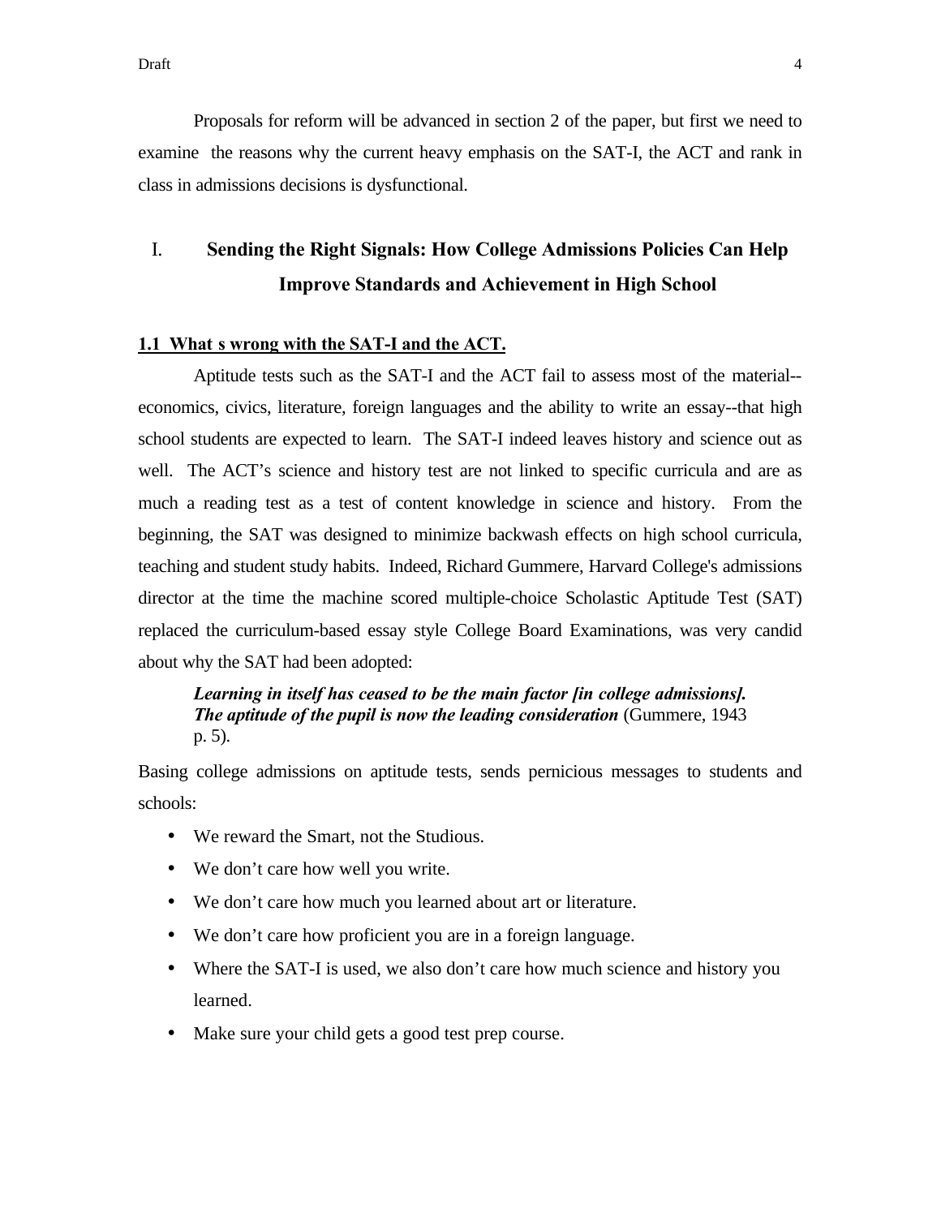Proposals for reform will be advanced in section 2 of the paper, but first we need to examine the reasons why the current heavy emphasis on the SAT-I, the ACT and rank in class in admissions decisions is dysfunctional.

# I. Sending the Right Signals: How College Admissions Policies Can Help Improve Standards and Achievement in High School

## 1.1 What s wrong with the SAT-I and the ACT.

Aptitude tests such as the SAT-I and the ACT fail to assess most of the material--economics, civics, literature, foreign languages and the ability to write an essay--that high school students are expected to learn. The SAT-I indeed leaves history and science out as well. The ACT's science and history test are not linked to specific curricula and are as much a reading test as a test of content knowledge in science and history. From the beginning, the SAT was designed to minimize backwash effects on high school curricula, teaching and student study habits. Indeed, Richard Gummere, Harvard College's admissions director at the time the machine scored multiple-choice Scholastic Aptitude Test (SAT) replaced the curriculum-based essay style College Board Examinations, was very candid about why the SAT had been adopted:

> ***Learning in itself has ceased to be the main factor [in college admissions]. The aptitude of the pupil is now the leading consideration*** (Gummere, 1943 p. 5).

Basing college admissions on aptitude tests, sends pernicious messages to students and schools:

- We reward the Smart, not the Studious.
- We don't care how well you write.
- We don't care how much you learned about art or literature.
- We don't care how proficient you are in a foreign language.
- Where the SAT-I is used, we also don't care how much science and history you learned.
- Make sure your child gets a good test prep course.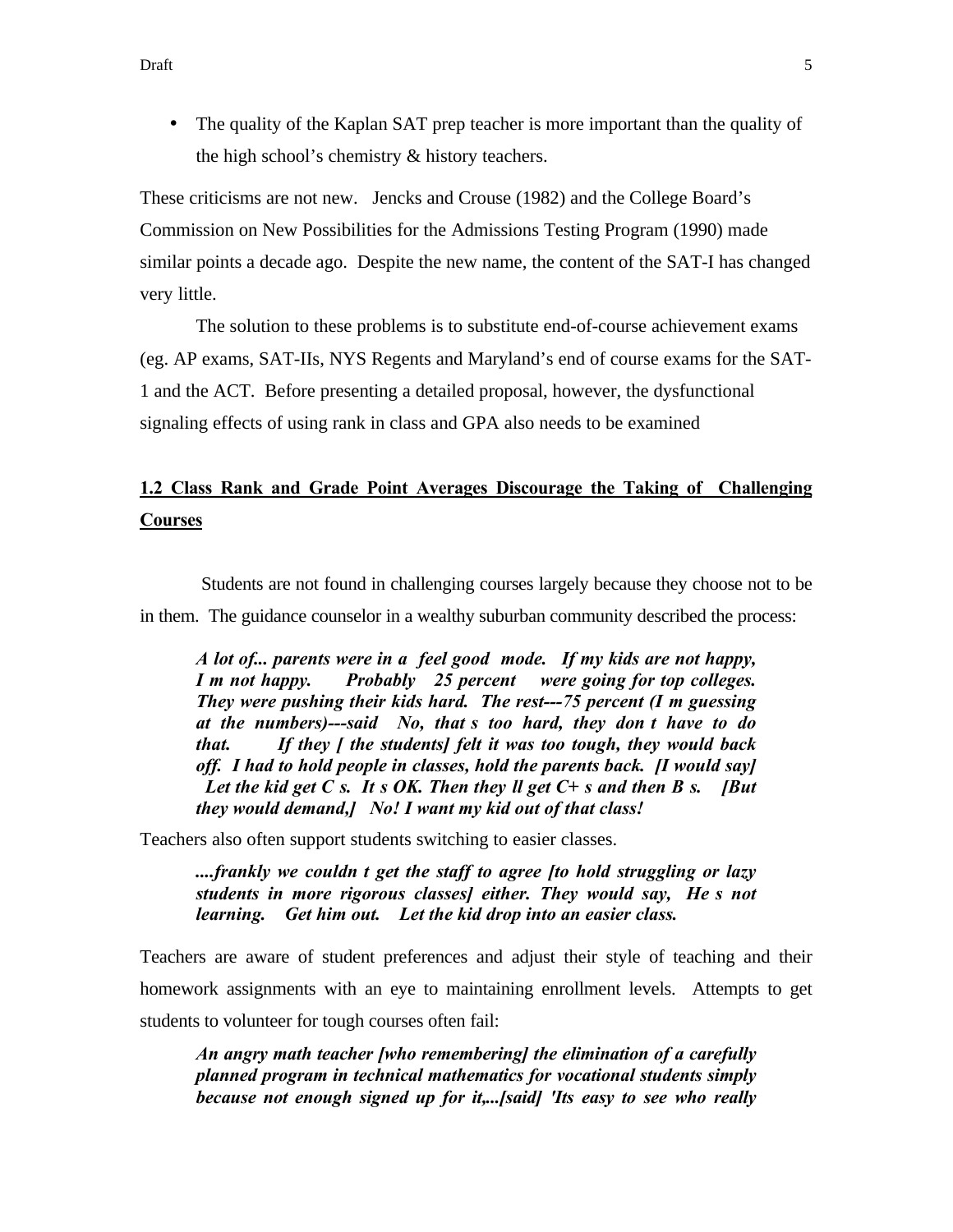- The quality of the Kaplan SAT prep teacher is more important than the quality of the high school's chemistry & history teachers.

These criticisms are not new. Jencks and Crouse (1982) and the College Board's Commission on New Possibilities for the Admissions Testing Program (1990) made similar points a decade ago. Despite the new name, the content of the SAT-I has changed very little.

The solution to these problems is to substitute end-of-course achievement exams (eg. AP exams, SAT-IIs, NYS Regents and Maryland's end of course exams for the SAT-1 and the ACT. Before presenting a detailed proposal, however, the dysfunctional signaling effects of using rank in class and GPA also needs to be examined

## 1.2 Class Rank and Grade Point Averages Discourage the Taking of Challenging Courses

Students are not found in challenging courses largely because they choose not to be in them. The guidance counselor in a wealthy suburban community described the process:

> ***A lot of... parents were in a feel good mode. If my kids are not happy, I m not happy. Probably 25 percent were going for top colleges. They were pushing their kids hard. The rest---75 percent (I m guessing at the numbers)---said No, that s too hard, they don t have to do that. If they [ the students] felt it was too tough, they would back off. I had to hold people in classes, hold the parents back. [I would say] Let the kid get C s. It s OK. Then they ll get C+ s and then B s. [But they would demand,] No! I want my kid out of that class!***

Teachers also often support students switching to easier classes.

> ***....frankly we couldn t get the staff to agree [to hold struggling or lazy students in more rigorous classes] either. They would say, He s not learning. Get him out. Let the kid drop into an easier class.***

Teachers are aware of student preferences and adjust their style of teaching and their homework assignments with an eye to maintaining enrollment levels. Attempts to get students to volunteer for tough courses often fail:

> ***An angry math teacher [who remembering] the elimination of a carefully planned program in technical mathematics for vocational students simply because not enough signed up for it,...[said] 'Its easy to see who really***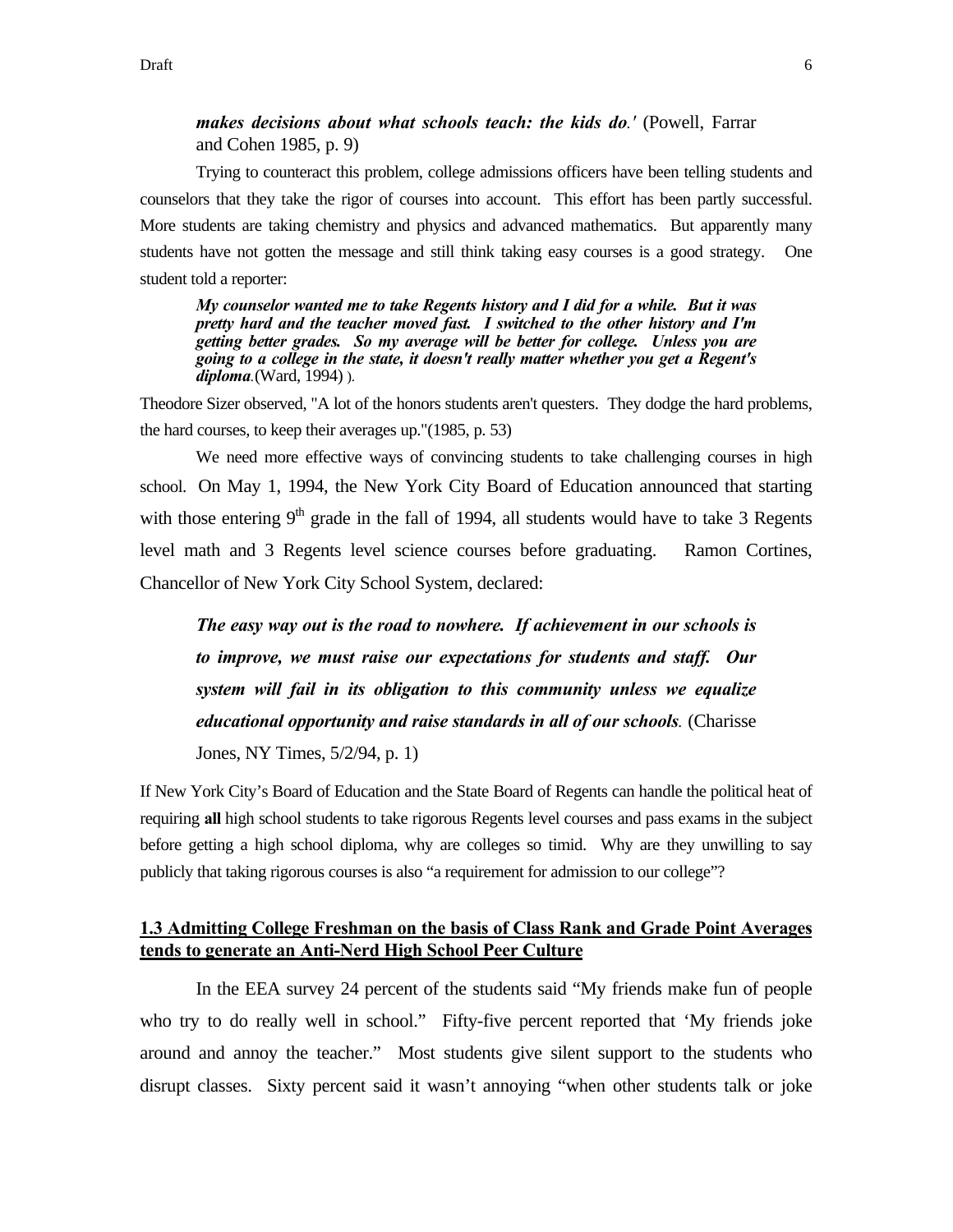> ***makes decisions about what schools teach: the kids do**.'* (Powell, Farrar and Cohen 1985, p. 9)

Trying to counteract this problem, college admissions officers have been telling students and counselors that they take the rigor of courses into account. This effort has been partly successful. More students are taking chemistry and physics and advanced mathematics. But apparently many students have not gotten the message and still think taking easy courses is a good strategy. One student told a reporter:

> ***My counselor wanted me to take Regents history and I did for a while. But it was pretty hard and the teacher moved fast. I switched to the other history and I'm getting better grades. So my average will be better for college. Unless you are going to a college in the state, it doesn't really matter whether you get a Regent's diploma**.*(Ward, 1994) ).

Theodore Sizer observed, "A lot of the honors students aren't questers. They dodge the hard problems, the hard courses, to keep their averages up."(1985, p. 53)

We need more effective ways of convincing students to take challenging courses in high school. On May 1, 1994, the New York City Board of Education announced that starting with those entering 9th grade in the fall of 1994, all students would have to take 3 Regents level math and 3 Regents level science courses before graduating. Ramon Cortines, Chancellor of New York City School System, declared:

> ***The easy way out is the road to nowhere. If achievement in our schools is to improve, we must raise our expectations for students and staff. Our system will fail in its obligation to this community unless we equalize educational opportunity and raise standards in all of our schools**.* (Charisse Jones, NY Times, 5/2/94, p. 1)

If New York City's Board of Education and the State Board of Regents can handle the political heat of requiring **all** high school students to take rigorous Regents level courses and pass exams in the subject before getting a high school diploma, why are colleges so timid. Why are they unwilling to say publicly that taking rigorous courses is also "a requirement for admission to our college"?

### 1.3 Admitting College Freshman on the basis of Class Rank and Grade Point Averages tends to generate an Anti-Nerd High School Peer Culture

In the EEA survey 24 percent of the students said "My friends make fun of people who try to do really well in school." Fifty-five percent reported that 'My friends joke around and annoy the teacher." Most students give silent support to the students who disrupt classes. Sixty percent said it wasn't annoying "when other students talk or joke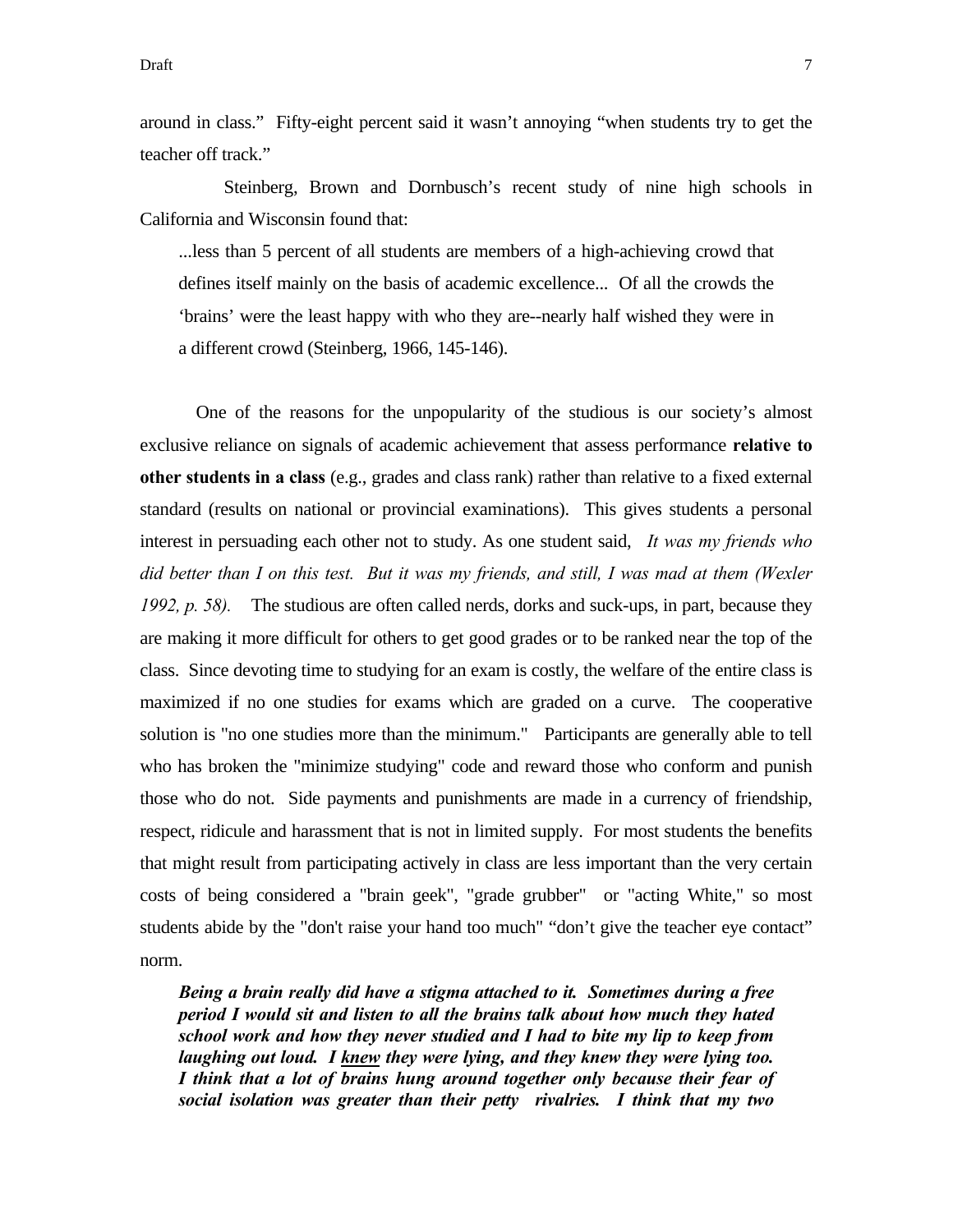around in class." Fifty-eight percent said it wasn't annoying "when students try to get the teacher off track."

Steinberg, Brown and Dornbusch's recent study of nine high schools in California and Wisconsin found that:

> ...less than 5 percent of all students are members of a high-achieving crowd that defines itself mainly on the basis of academic excellence... Of all the crowds the 'brains' were the least happy with who they are--nearly half wished they were in a different crowd (Steinberg, 1966, 145-146).

One of the reasons for the unpopularity of the studious is our society's almost exclusive reliance on signals of academic achievement that assess performance **relative to other students in a class** (e.g., grades and class rank) rather than relative to a fixed external standard (results on national or provincial examinations). This gives students a personal interest in persuading each other not to study. As one student said, *It was my friends who did better than I on this test. But it was my friends, and still, I was mad at them (Wexler 1992, p. 58).* The studious are often called nerds, dorks and suck-ups, in part, because they are making it more difficult for others to get good grades or to be ranked near the top of the class. Since devoting time to studying for an exam is costly, the welfare of the entire class is maximized if no one studies for exams which are graded on a curve. The cooperative solution is "no one studies more than the minimum." Participants are generally able to tell who has broken the "minimize studying" code and reward those who conform and punish those who do not. Side payments and punishments are made in a currency of friendship, respect, ridicule and harassment that is not in limited supply. For most students the benefits that might result from participating actively in class are less important than the very certain costs of being considered a "brain geek", "grade grubber" or "acting White," so most students abide by the "don't raise your hand too much" "don't give the teacher eye contact" norm.

> ***Being a brain really did have a stigma attached to it. Sometimes during a free period I would sit and listen to all the brains talk about how much they hated school work and how they never studied and I had to bite my lip to keep from laughing out loud. I knew they were lying, and they knew they were lying too. I think that a lot of brains hung around together only because their fear of social isolation was greater than their petty rivalries. I think that my two***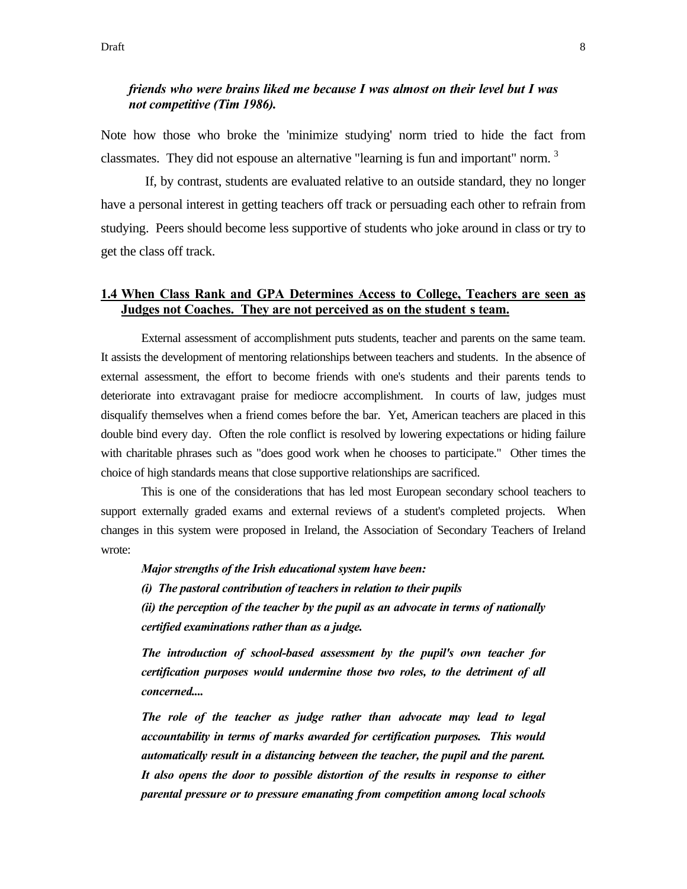***friends who were brains liked me because I was almost on their level but I was not competitive (Tim 1986).***

Note how those who broke the 'minimize studying' norm tried to hide the fact from classmates. They did not espouse an alternative "learning is fun and important" norm. [3]

If, by contrast, students are evaluated relative to an outside standard, they no longer have a personal interest in getting teachers off track or persuading each other to refrain from studying. Peers should become less supportive of students who joke around in class or try to get the class off track.

## 1.4 When Class Rank and GPA Determines Access to College, Teachers are seen as Judges not Coaches. They are not perceived as on the student s team.

External assessment of accomplishment puts students, teacher and parents on the same team. It assists the development of mentoring relationships between teachers and students. In the absence of external assessment, the effort to become friends with one's students and their parents tends to deteriorate into extravagant praise for mediocre accomplishment. In courts of law, judges must disqualify themselves when a friend comes before the bar. Yet, American teachers are placed in this double bind every day. Often the role conflict is resolved by lowering expectations or hiding failure with charitable phrases such as "does good work when he chooses to participate." Other times the choice of high standards means that close supportive relationships are sacrificed.

This is one of the considerations that has led most European secondary school teachers to support externally graded exams and external reviews of a student's completed projects. When changes in this system were proposed in Ireland, the Association of Secondary Teachers of Ireland wrote:

> ***Major strengths of the Irish educational system have been:***
>
> ***(i) The pastoral contribution of teachers in relation to their pupils***
>
> ***(ii) the perception of the teacher by the pupil as an advocate in terms of nationally certified examinations rather than as a judge.***
>
> ***The introduction of school-based assessment by the pupil's own teacher for certification purposes would undermine those two roles, to the detriment of all concerned....***
>
> ***The role of the teacher as judge rather than advocate may lead to legal accountability in terms of marks awarded for certification purposes. This would automatically result in a distancing between the teacher, the pupil and the parent. It also opens the door to possible distortion of the results in response to either parental pressure or to pressure emanating from competition among local schools***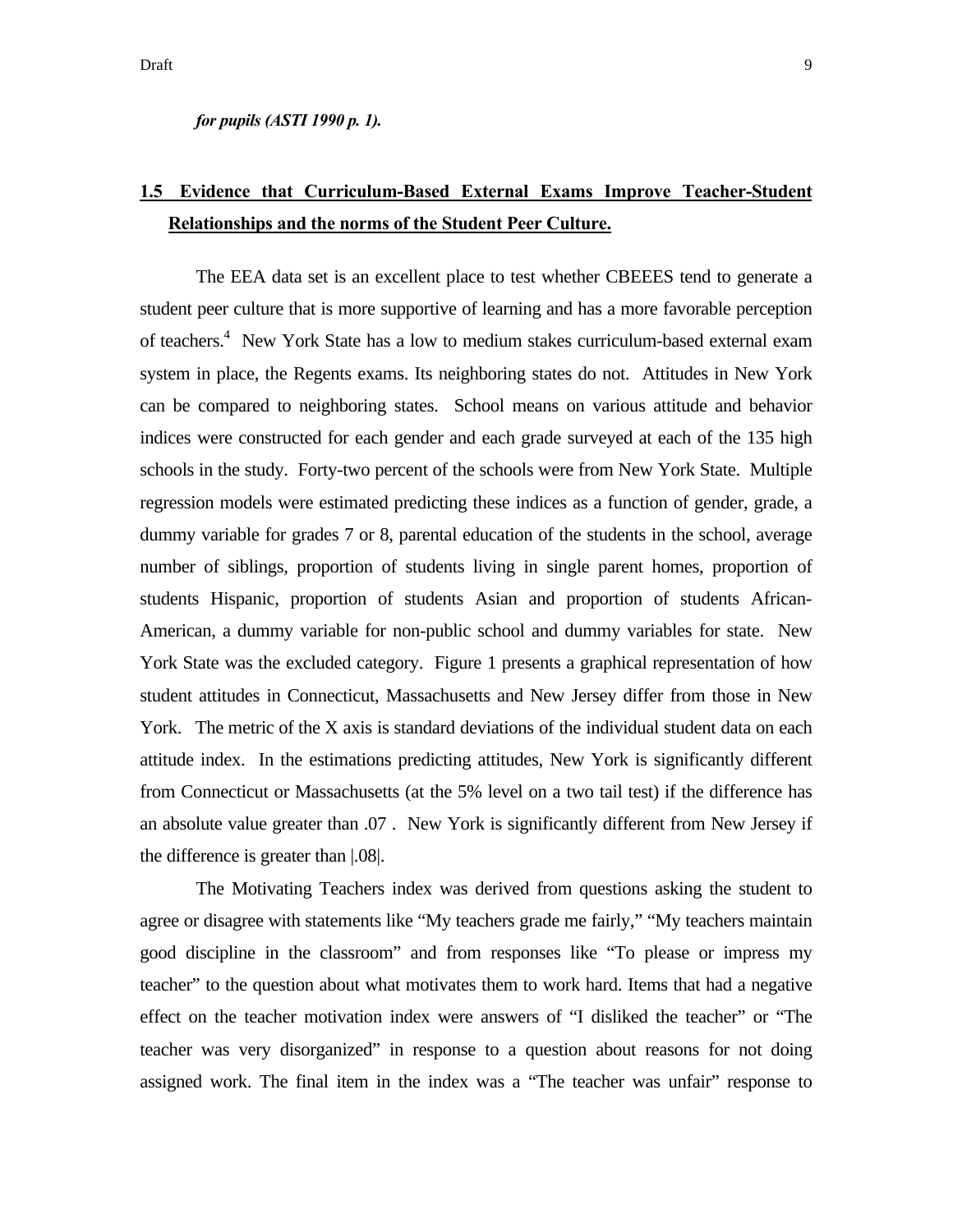***for pupils (ASTI 1990 p. 1).***

## 1.5 Evidence that Curriculum-Based External Exams Improve Teacher-Student Relationships and the norms of the Student Peer Culture.

The EEA data set is an excellent place to test whether CBEEES tend to generate a student peer culture that is more supportive of learning and has a more favorable perception of teachers.[4] New York State has a low to medium stakes curriculum-based external exam system in place, the Regents exams. Its neighboring states do not. Attitudes in New York can be compared to neighboring states. School means on various attitude and behavior indices were constructed for each gender and each grade surveyed at each of the 135 high schools in the study. Forty-two percent of the schools were from New York State. Multiple regression models were estimated predicting these indices as a function of gender, grade, a dummy variable for grades 7 or 8, parental education of the students in the school, average number of siblings, proportion of students living in single parent homes, proportion of students Hispanic, proportion of students Asian and proportion of students African-American, a dummy variable for non-public school and dummy variables for state. New York State was the excluded category. Figure 1 presents a graphical representation of how student attitudes in Connecticut, Massachusetts and New Jersey differ from those in New York. The metric of the X axis is standard deviations of the individual student data on each attitude index. In the estimations predicting attitudes, New York is significantly different from Connecticut or Massachusetts (at the 5% level on a two tail test) if the difference has an absolute value greater than .07 . New York is significantly different from New Jersey if the difference is greater than |.08|.

The Motivating Teachers index was derived from questions asking the student to agree or disagree with statements like "My teachers grade me fairly," "My teachers maintain good discipline in the classroom" and from responses like "To please or impress my teacher" to the question about what motivates them to work hard. Items that had a negative effect on the teacher motivation index were answers of "I disliked the teacher" or "The teacher was very disorganized" in response to a question about reasons for not doing assigned work. The final item in the index was a "The teacher was unfair" response to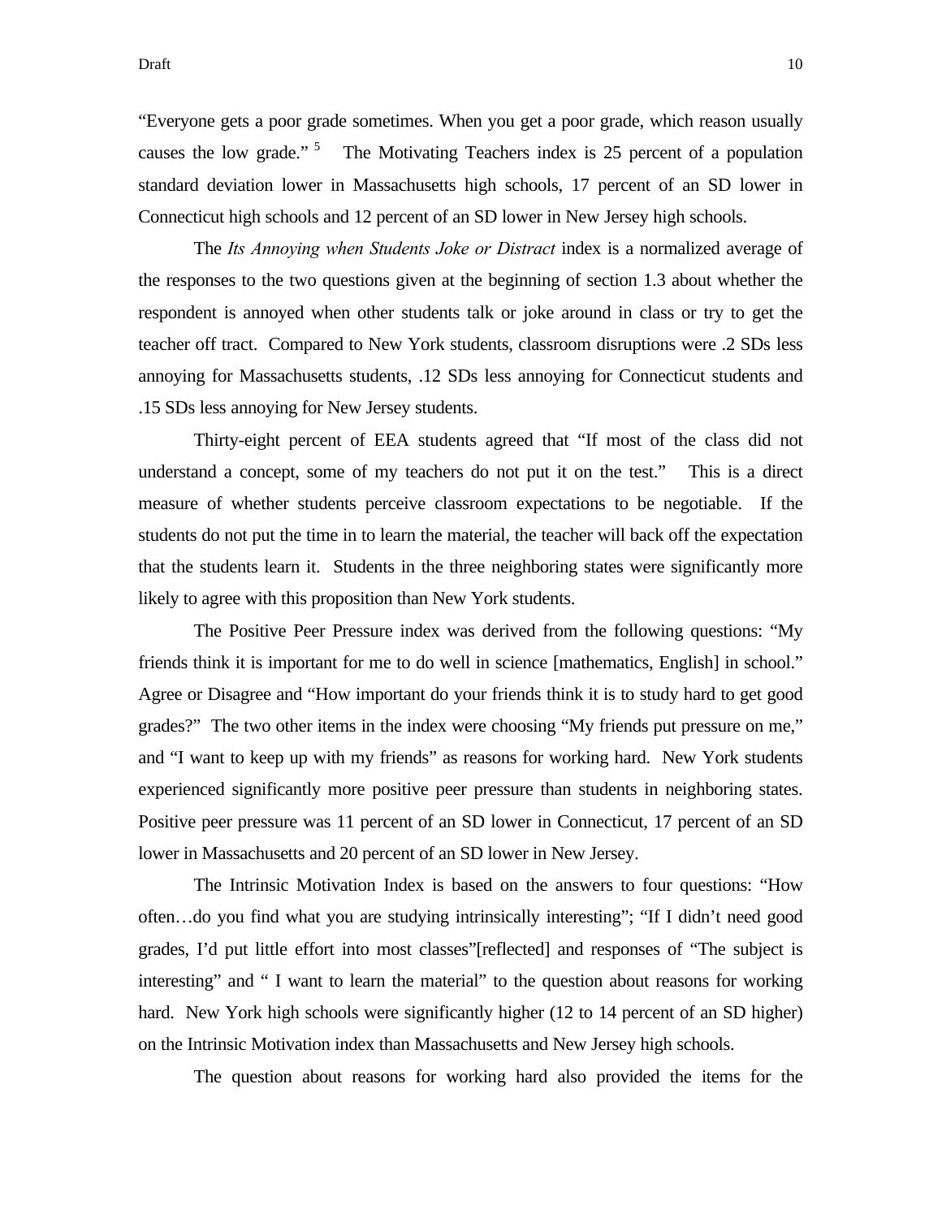"Everyone gets a poor grade sometimes. When you get a poor grade, which reason usually causes the low grade." [5] The Motivating Teachers index is 25 percent of a population standard deviation lower in Massachusetts high schools, 17 percent of an SD lower in Connecticut high schools and 12 percent of an SD lower in New Jersey high schools.

The *Its Annoying when Students Joke or Distract* index is a normalized average of the responses to the two questions given at the beginning of section 1.3 about whether the respondent is annoyed when other students talk or joke around in class or try to get the teacher off tract. Compared to New York students, classroom disruptions were .2 SDs less annoying for Massachusetts students, .12 SDs less annoying for Connecticut students and .15 SDs less annoying for New Jersey students.

Thirty-eight percent of EEA students agreed that "If most of the class did not understand a concept, some of my teachers do not put it on the test." This is a direct measure of whether students perceive classroom expectations to be negotiable. If the students do not put the time in to learn the material, the teacher will back off the expectation that the students learn it. Students in the three neighboring states were significantly more likely to agree with this proposition than New York students.

The Positive Peer Pressure index was derived from the following questions: "My friends think it is important for me to do well in science [mathematics, English] in school." Agree or Disagree and "How important do your friends think it is to study hard to get good grades?" The two other items in the index were choosing "My friends put pressure on me," and "I want to keep up with my friends" as reasons for working hard. New York students experienced significantly more positive peer pressure than students in neighboring states. Positive peer pressure was 11 percent of an SD lower in Connecticut, 17 percent of an SD lower in Massachusetts and 20 percent of an SD lower in New Jersey.

The Intrinsic Motivation Index is based on the answers to four questions: "How often…do you find what you are studying intrinsically interesting"; "If I didn't need good grades, I'd put little effort into most classes"[reflected] and responses of "The subject is interesting" and " I want to learn the material" to the question about reasons for working hard. New York high schools were significantly higher (12 to 14 percent of an SD higher) on the Intrinsic Motivation index than Massachusetts and New Jersey high schools.

The question about reasons for working hard also provided the items for the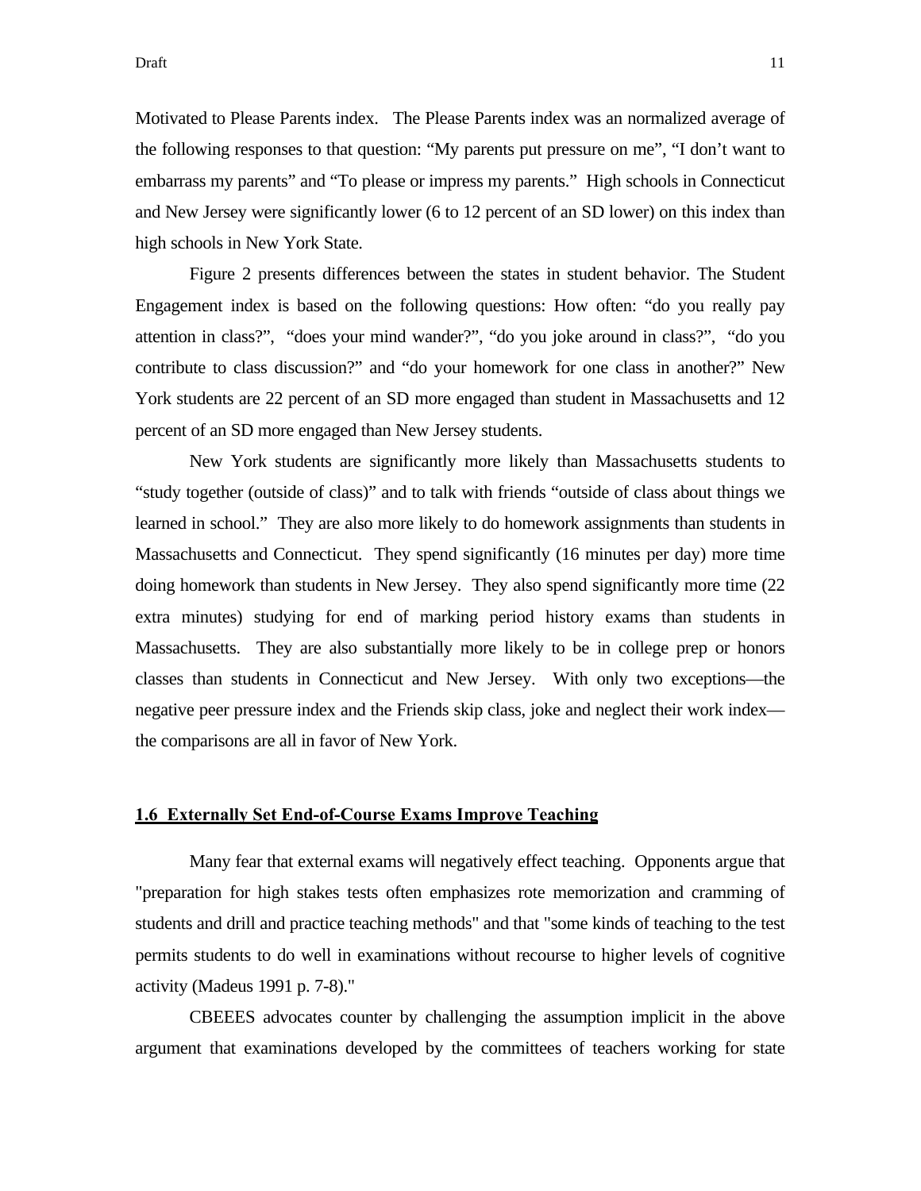Motivated to Please Parents index. The Please Parents index was an normalized average of the following responses to that question: "My parents put pressure on me", "I don't want to embarrass my parents" and "To please or impress my parents." High schools in Connecticut and New Jersey were significantly lower (6 to 12 percent of an SD lower) on this index than high schools in New York State.

Figure 2 presents differences between the states in student behavior. The Student Engagement index is based on the following questions: How often: "do you really pay attention in class?", "does your mind wander?", "do you joke around in class?", "do you contribute to class discussion?" and "do your homework for one class in another?" New York students are 22 percent of an SD more engaged than student in Massachusetts and 12 percent of an SD more engaged than New Jersey students.

New York students are significantly more likely than Massachusetts students to "study together (outside of class)" and to talk with friends "outside of class about things we learned in school." They are also more likely to do homework assignments than students in Massachusetts and Connecticut. They spend significantly (16 minutes per day) more time doing homework than students in New Jersey. They also spend significantly more time (22 extra minutes) studying for end of marking period history exams than students in Massachusetts. They are also substantially more likely to be in college prep or honors classes than students in Connecticut and New Jersey. With only two exceptions—the negative peer pressure index and the Friends skip class, joke and neglect their work index—the comparisons are all in favor of New York.

## 1.6 Externally Set End-of-Course Exams Improve Teaching

Many fear that external exams will negatively effect teaching. Opponents argue that "preparation for high stakes tests often emphasizes rote memorization and cramming of students and drill and practice teaching methods" and that "some kinds of teaching to the test permits students to do well in examinations without recourse to higher levels of cognitive activity (Madeus 1991 p. 7-8)."

CBEEES advocates counter by challenging the assumption implicit in the above argument that examinations developed by the committees of teachers working for state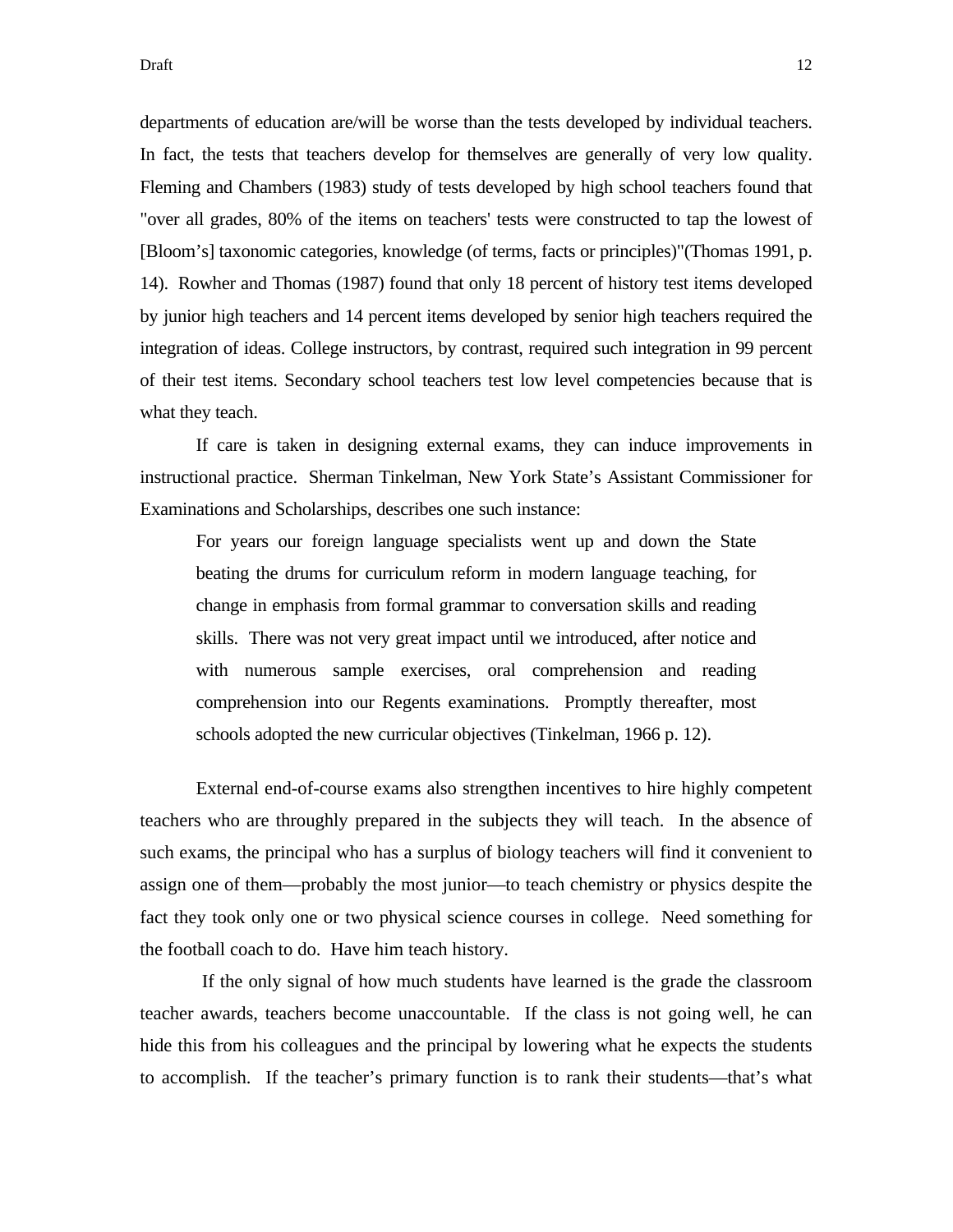departments of education are/will be worse than the tests developed by individual teachers. In fact, the tests that teachers develop for themselves are generally of very low quality. Fleming and Chambers (1983) study of tests developed by high school teachers found that "over all grades, 80% of the items on teachers' tests were constructed to tap the lowest of [Bloom's] taxonomic categories, knowledge (of terms, facts or principles)"(Thomas 1991, p. 14). Rowher and Thomas (1987) found that only 18 percent of history test items developed by junior high teachers and 14 percent items developed by senior high teachers required the integration of ideas. College instructors, by contrast, required such integration in 99 percent of their test items. Secondary school teachers test low level competencies because that is what they teach.

If care is taken in designing external exams, they can induce improvements in instructional practice. Sherman Tinkelman, New York State's Assistant Commissioner for Examinations and Scholarships, describes one such instance:

> For years our foreign language specialists went up and down the State beating the drums for curriculum reform in modern language teaching, for change in emphasis from formal grammar to conversation skills and reading skills. There was not very great impact until we introduced, after notice and with numerous sample exercises, oral comprehension and reading comprehension into our Regents examinations. Promptly thereafter, most schools adopted the new curricular objectives (Tinkelman, 1966 p. 12).

External end-of-course exams also strengthen incentives to hire highly competent teachers who are throughly prepared in the subjects they will teach. In the absence of such exams, the principal who has a surplus of biology teachers will find it convenient to assign one of them—probably the most junior—to teach chemistry or physics despite the fact they took only one or two physical science courses in college. Need something for the football coach to do. Have him teach history.

If the only signal of how much students have learned is the grade the classroom teacher awards, teachers become unaccountable. If the class is not going well, he can hide this from his colleagues and the principal by lowering what he expects the students to accomplish. If the teacher's primary function is to rank their students—that's what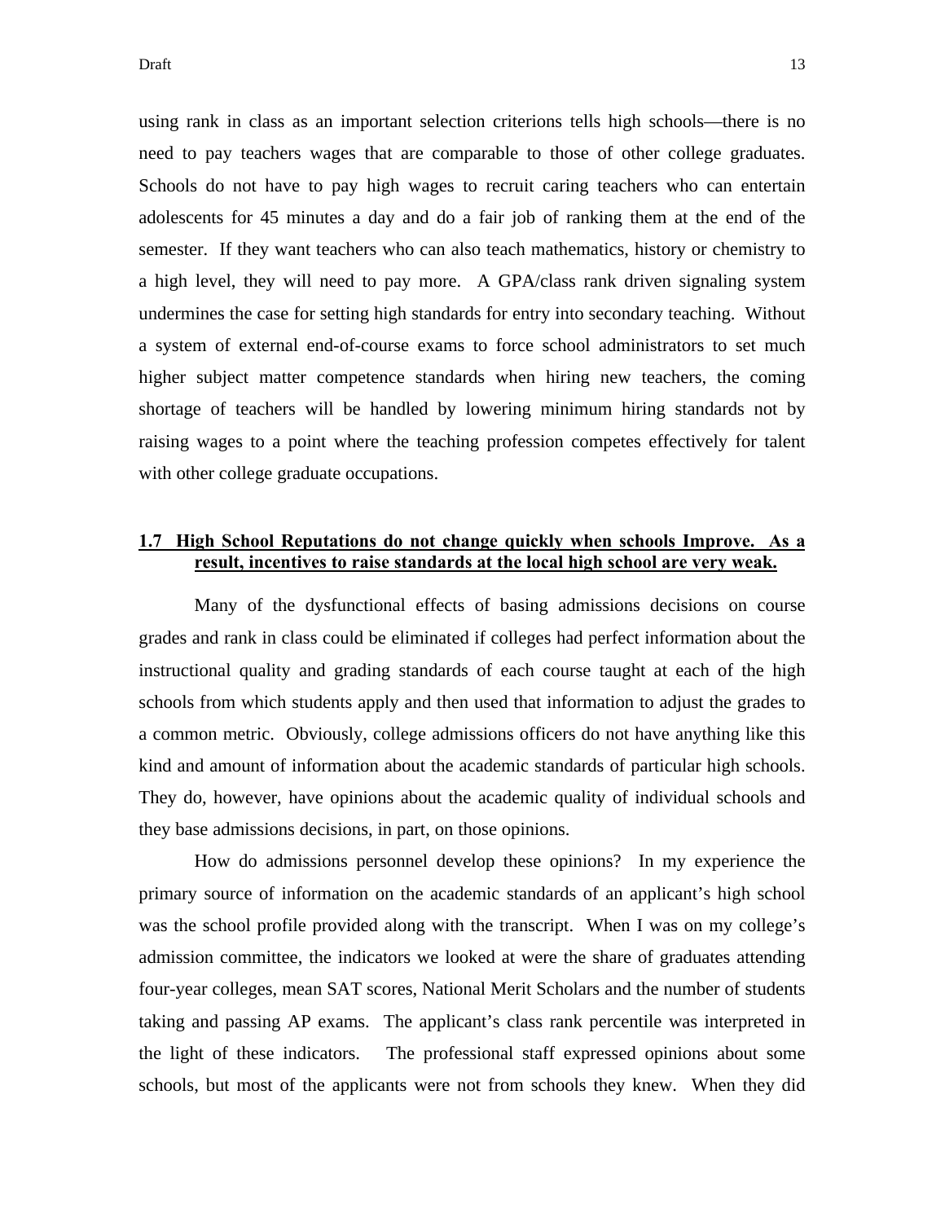using rank in class as an important selection criterions tells high schools—there is no need to pay teachers wages that are comparable to those of other college graduates. Schools do not have to pay high wages to recruit caring teachers who can entertain adolescents for 45 minutes a day and do a fair job of ranking them at the end of the semester. If they want teachers who can also teach mathematics, history or chemistry to a high level, they will need to pay more. A GPA/class rank driven signaling system undermines the case for setting high standards for entry into secondary teaching. Without a system of external end-of-course exams to force school administrators to set much higher subject matter competence standards when hiring new teachers, the coming shortage of teachers will be handled by lowering minimum hiring standards not by raising wages to a point where the teaching profession competes effectively for talent with other college graduate occupations.

## 1.7 High School Reputations do not change quickly when schools Improve. As a result, incentives to raise standards at the local high school are very weak.

Many of the dysfunctional effects of basing admissions decisions on course grades and rank in class could be eliminated if colleges had perfect information about the instructional quality and grading standards of each course taught at each of the high schools from which students apply and then used that information to adjust the grades to a common metric. Obviously, college admissions officers do not have anything like this kind and amount of information about the academic standards of particular high schools. They do, however, have opinions about the academic quality of individual schools and they base admissions decisions, in part, on those opinions.

How do admissions personnel develop these opinions? In my experience the primary source of information on the academic standards of an applicant's high school was the school profile provided along with the transcript. When I was on my college's admission committee, the indicators we looked at were the share of graduates attending four-year colleges, mean SAT scores, National Merit Scholars and the number of students taking and passing AP exams. The applicant's class rank percentile was interpreted in the light of these indicators. The professional staff expressed opinions about some schools, but most of the applicants were not from schools they knew. When they did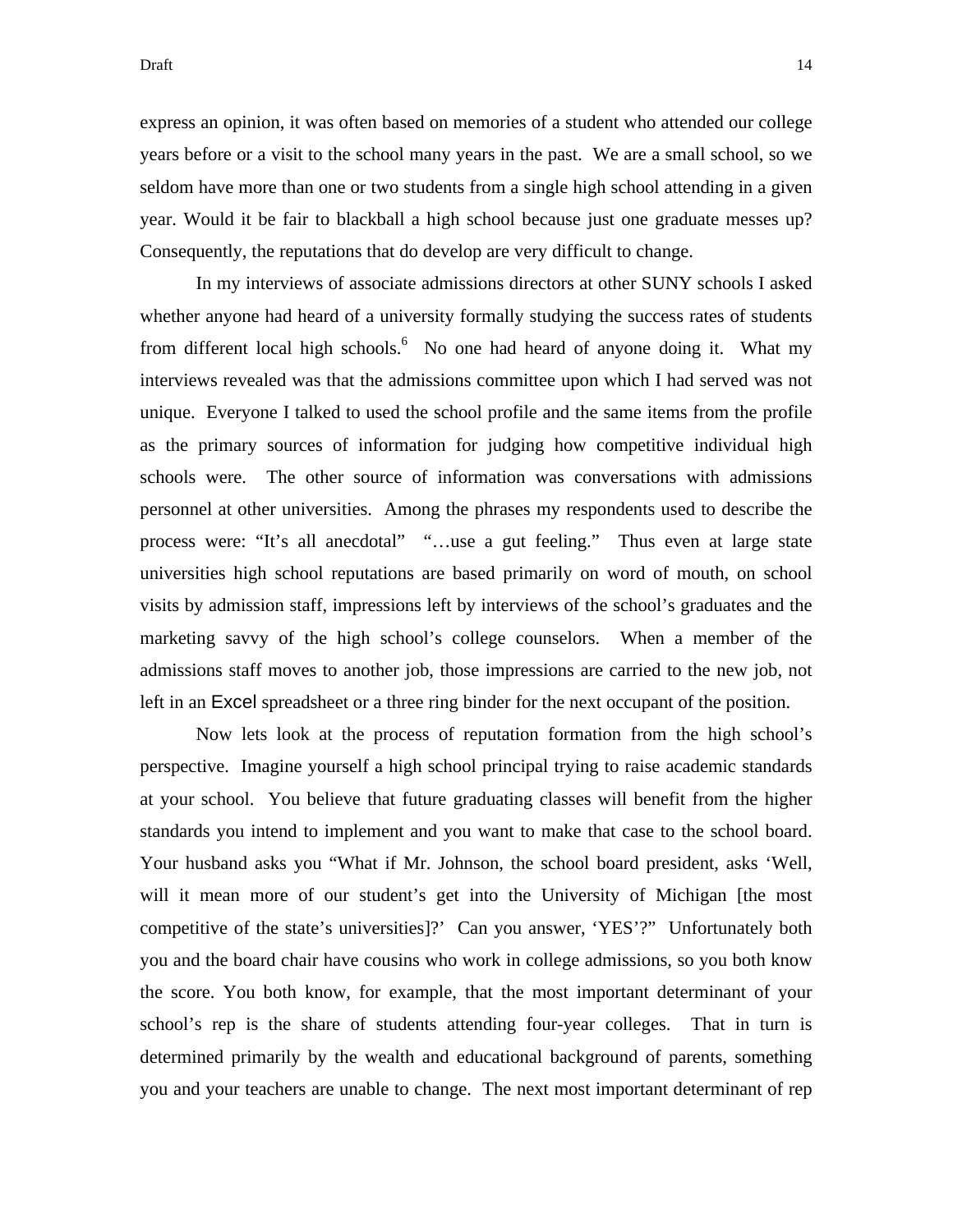express an opinion, it was often based on memories of a student who attended our college years before or a visit to the school many years in the past. We are a small school, so we seldom have more than one or two students from a single high school attending in a given year. Would it be fair to blackball a high school because just one graduate messes up? Consequently, the reputations that do develop are very difficult to change.

In my interviews of associate admissions directors at other SUNY schools I asked whether anyone had heard of a university formally studying the success rates of students from different local high schools.[6] No one had heard of anyone doing it. What my interviews revealed was that the admissions committee upon which I had served was not unique. Everyone I talked to used the school profile and the same items from the profile as the primary sources of information for judging how competitive individual high schools were. The other source of information was conversations with admissions personnel at other universities. Among the phrases my respondents used to describe the process were: "It's all anecdotal" "…use a gut feeling." Thus even at large state universities high school reputations are based primarily on word of mouth, on school visits by admission staff, impressions left by interviews of the school's graduates and the marketing savvy of the high school's college counselors. When a member of the admissions staff moves to another job, those impressions are carried to the new job, not left in an Excel spreadsheet or a three ring binder for the next occupant of the position.

Now lets look at the process of reputation formation from the high school's perspective. Imagine yourself a high school principal trying to raise academic standards at your school. You believe that future graduating classes will benefit from the higher standards you intend to implement and you want to make that case to the school board. Your husband asks you "What if Mr. Johnson, the school board president, asks 'Well, will it mean more of our student's get into the University of Michigan [the most competitive of the state's universities]?' Can you answer, 'YES'?" Unfortunately both you and the board chair have cousins who work in college admissions, so you both know the score. You both know, for example, that the most important determinant of your school's rep is the share of students attending four-year colleges. That in turn is determined primarily by the wealth and educational background of parents, something you and your teachers are unable to change. The next most important determinant of rep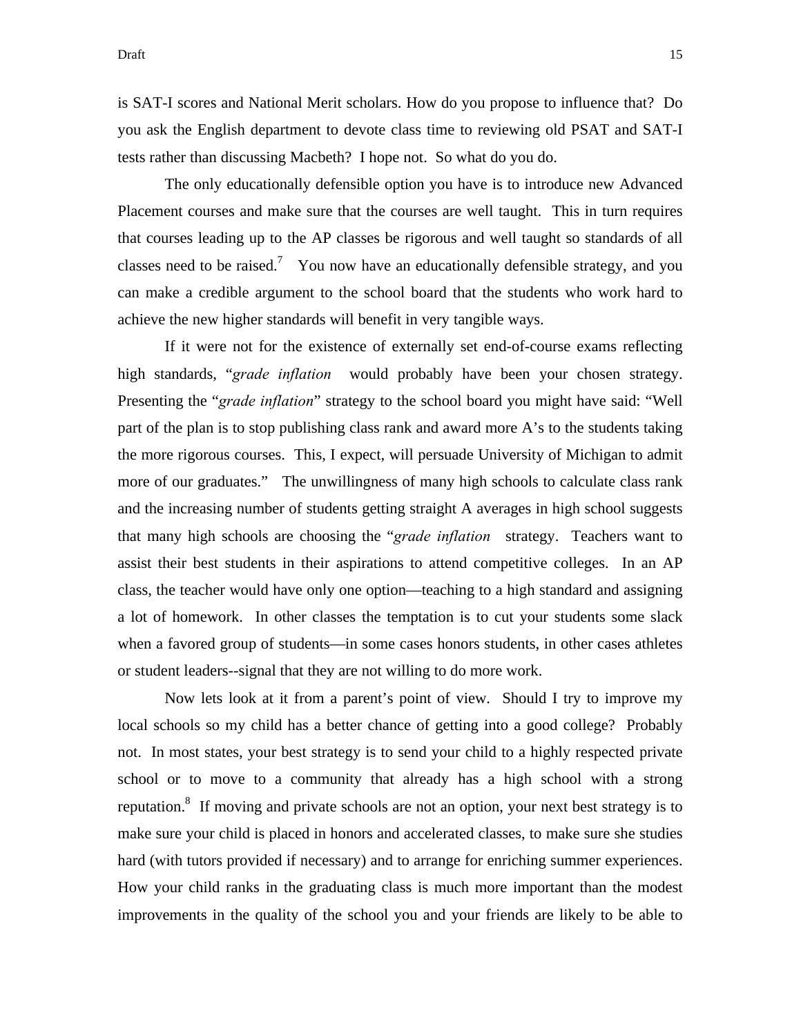is SAT-I scores and National Merit scholars. How do you propose to influence that? Do you ask the English department to devote class time to reviewing old PSAT and SAT-I tests rather than discussing Macbeth? I hope not. So what do you do.

The only educationally defensible option you have is to introduce new Advanced Placement courses and make sure that the courses are well taught. This in turn requires that courses leading up to the AP classes be rigorous and well taught so standards of all classes need to be raised.[7] You now have an educationally defensible strategy, and you can make a credible argument to the school board that the students who work hard to achieve the new higher standards will benefit in very tangible ways.

If it were not for the existence of externally set end-of-course exams reflecting high standards, "*grade inflation* would probably have been your chosen strategy. Presenting the "*grade inflation*" strategy to the school board you might have said: "Well part of the plan is to stop publishing class rank and award more A's to the students taking the more rigorous courses. This, I expect, will persuade University of Michigan to admit more of our graduates." The unwillingness of many high schools to calculate class rank and the increasing number of students getting straight A averages in high school suggests that many high schools are choosing the "*grade inflation* strategy. Teachers want to assist their best students in their aspirations to attend competitive colleges. In an AP class, the teacher would have only one option—teaching to a high standard and assigning a lot of homework. In other classes the temptation is to cut your students some slack when a favored group of students—in some cases honors students, in other cases athletes or student leaders--signal that they are not willing to do more work.

Now lets look at it from a parent's point of view. Should I try to improve my local schools so my child has a better chance of getting into a good college? Probably not. In most states, your best strategy is to send your child to a highly respected private school or to move to a community that already has a high school with a strong reputation.[8] If moving and private schools are not an option, your next best strategy is to make sure your child is placed in honors and accelerated classes, to make sure she studies hard (with tutors provided if necessary) and to arrange for enriching summer experiences. How your child ranks in the graduating class is much more important than the modest improvements in the quality of the school you and your friends are likely to be able to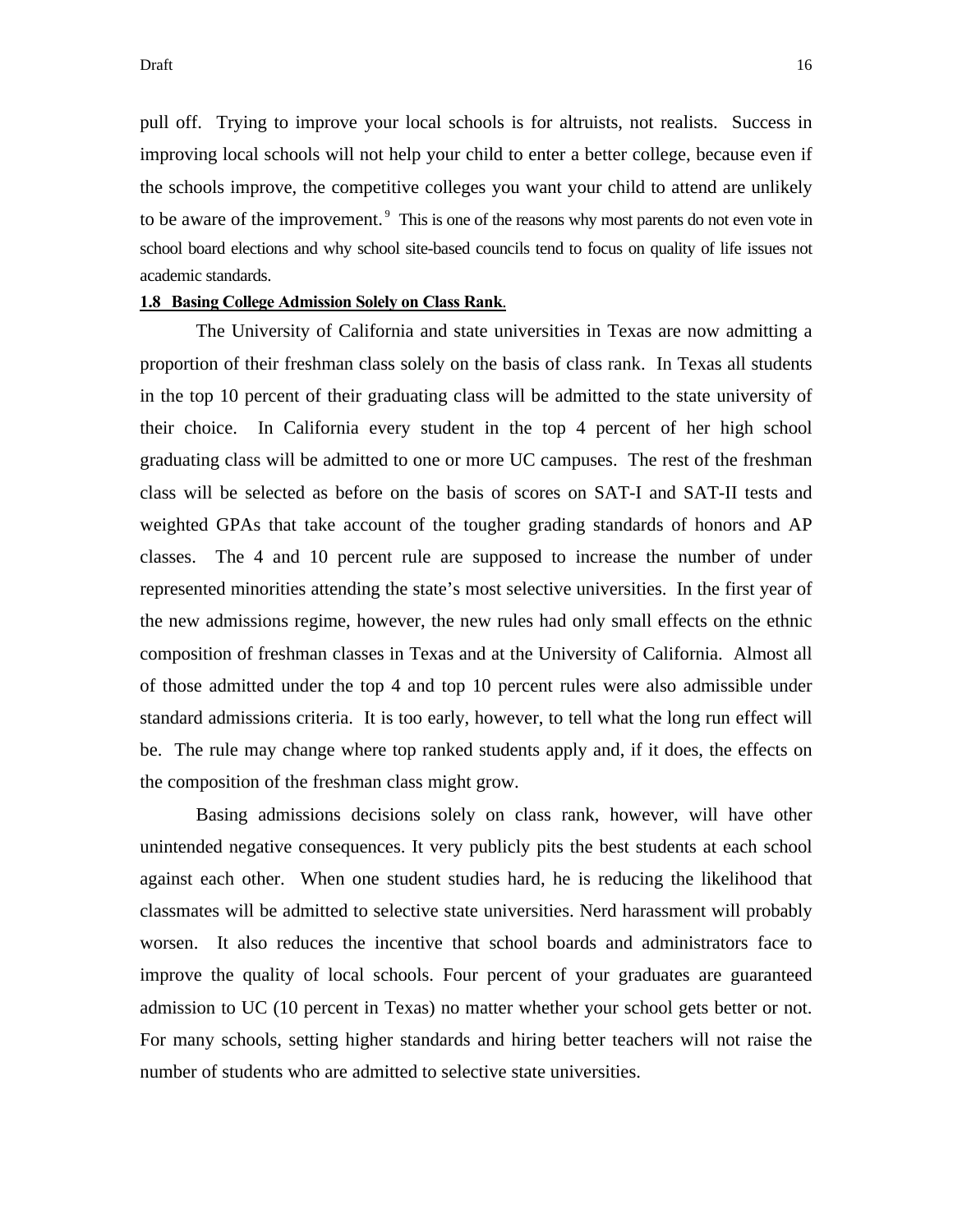pull off. Trying to improve your local schools is for altruists, not realists. Success in improving local schools will not help your child to enter a better college, because even if the schools improve, the competitive colleges you want your child to attend are unlikely to be aware of the improvement.[9] This is one of the reasons why most parents do not even vote in school board elections and why school site-based councils tend to focus on quality of life issues not academic standards.

**1.8 Basing College Admission Solely on Class Rank**.

The University of California and state universities in Texas are now admitting a proportion of their freshman class solely on the basis of class rank. In Texas all students in the top 10 percent of their graduating class will be admitted to the state university of their choice. In California every student in the top 4 percent of her high school graduating class will be admitted to one or more UC campuses. The rest of the freshman class will be selected as before on the basis of scores on SAT-I and SAT-II tests and weighted GPAs that take account of the tougher grading standards of honors and AP classes. The 4 and 10 percent rule are supposed to increase the number of under represented minorities attending the state's most selective universities. In the first year of the new admissions regime, however, the new rules had only small effects on the ethnic composition of freshman classes in Texas and at the University of California. Almost all of those admitted under the top 4 and top 10 percent rules were also admissible under standard admissions criteria. It is too early, however, to tell what the long run effect will be. The rule may change where top ranked students apply and, if it does, the effects on the composition of the freshman class might grow.

Basing admissions decisions solely on class rank, however, will have other unintended negative consequences. It very publicly pits the best students at each school against each other. When one student studies hard, he is reducing the likelihood that classmates will be admitted to selective state universities. Nerd harassment will probably worsen. It also reduces the incentive that school boards and administrators face to improve the quality of local schools. Four percent of your graduates are guaranteed admission to UC (10 percent in Texas) no matter whether your school gets better or not. For many schools, setting higher standards and hiring better teachers will not raise the number of students who are admitted to selective state universities.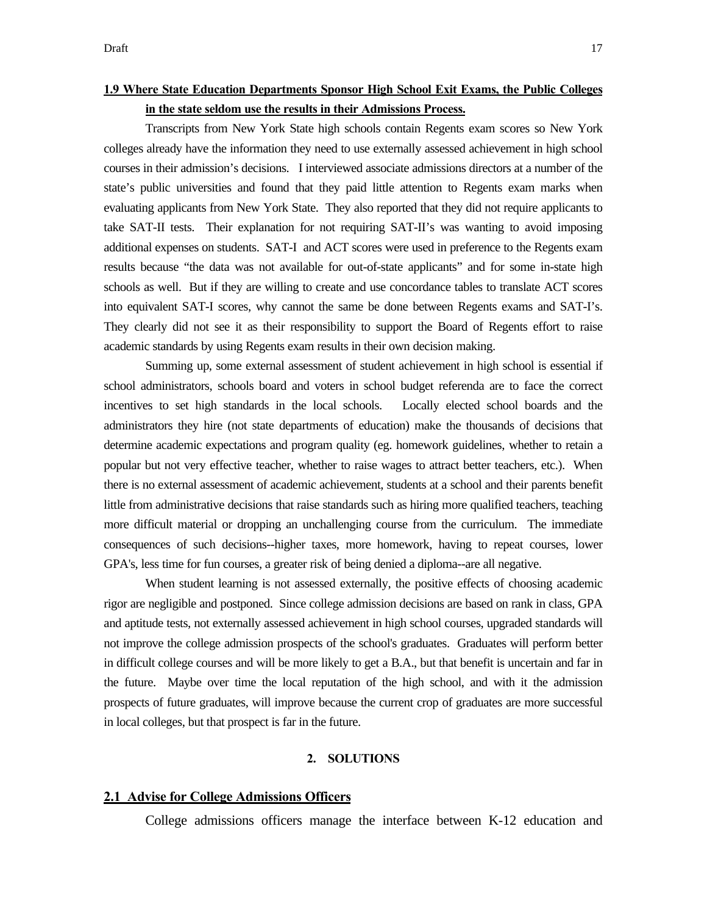## 1.9 Where State Education Departments Sponsor High School Exit Exams, the Public Colleges in the state seldom use the results in their Admissions Process.

Transcripts from New York State high schools contain Regents exam scores so New York colleges already have the information they need to use externally assessed achievement in high school courses in their admission's decisions. I interviewed associate admissions directors at a number of the state's public universities and found that they paid little attention to Regents exam marks when evaluating applicants from New York State. They also reported that they did not require applicants to take SAT-II tests. Their explanation for not requiring SAT-II's was wanting to avoid imposing additional expenses on students. SAT-I and ACT scores were used in preference to the Regents exam results because "the data was not available for out-of-state applicants" and for some in-state high schools as well. But if they are willing to create and use concordance tables to translate ACT scores into equivalent SAT-I scores, why cannot the same be done between Regents exams and SAT-I's. They clearly did not see it as their responsibility to support the Board of Regents effort to raise academic standards by using Regents exam results in their own decision making.

Summing up, some external assessment of student achievement in high school is essential if school administrators, schools board and voters in school budget referenda are to face the correct incentives to set high standards in the local schools. Locally elected school boards and the administrators they hire (not state departments of education) make the thousands of decisions that determine academic expectations and program quality (eg. homework guidelines, whether to retain a popular but not very effective teacher, whether to raise wages to attract better teachers, etc.). When there is no external assessment of academic achievement, students at a school and their parents benefit little from administrative decisions that raise standards such as hiring more qualified teachers, teaching more difficult material or dropping an unchallenging course from the curriculum. The immediate consequences of such decisions--higher taxes, more homework, having to repeat courses, lower GPA's, less time for fun courses, a greater risk of being denied a diploma--are all negative.

When student learning is not assessed externally, the positive effects of choosing academic rigor are negligible and postponed. Since college admission decisions are based on rank in class, GPA and aptitude tests, not externally assessed achievement in high school courses, upgraded standards will not improve the college admission prospects of the school's graduates. Graduates will perform better in difficult college courses and will be more likely to get a B.A., but that benefit is uncertain and far in the future. Maybe over time the local reputation of the high school, and with it the admission prospects of future graduates, will improve because the current crop of graduates are more successful in local colleges, but that prospect is far in the future.

# 2. SOLUTIONS

## 2.1 Advise for College Admissions Officers

College admissions officers manage the interface between K-12 education and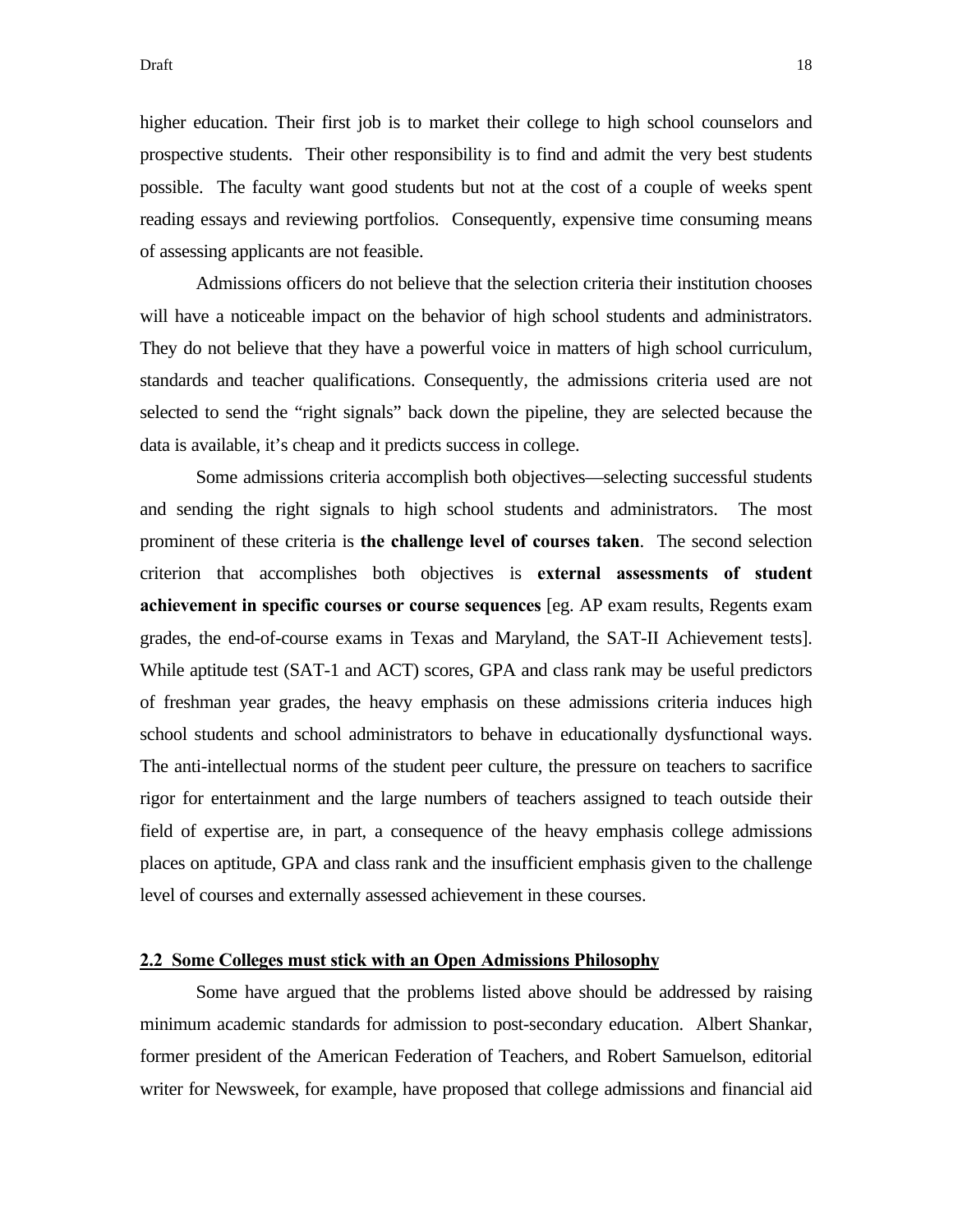higher education. Their first job is to market their college to high school counselors and prospective students. Their other responsibility is to find and admit the very best students possible. The faculty want good students but not at the cost of a couple of weeks spent reading essays and reviewing portfolios. Consequently, expensive time consuming means of assessing applicants are not feasible.

Admissions officers do not believe that the selection criteria their institution chooses will have a noticeable impact on the behavior of high school students and administrators. They do not believe that they have a powerful voice in matters of high school curriculum, standards and teacher qualifications. Consequently, the admissions criteria used are not selected to send the "right signals" back down the pipeline, they are selected because the data is available, it's cheap and it predicts success in college.

Some admissions criteria accomplish both objectives—selecting successful students and sending the right signals to high school students and administrators. The most prominent of these criteria is **the challenge level of courses taken**. The second selection criterion that accomplishes both objectives is **external assessments of student achievement in specific courses or course sequences** [eg. AP exam results, Regents exam grades, the end-of-course exams in Texas and Maryland, the SAT-II Achievement tests]. While aptitude test (SAT-1 and ACT) scores, GPA and class rank may be useful predictors of freshman year grades, the heavy emphasis on these admissions criteria induces high school students and school administrators to behave in educationally dysfunctional ways. The anti-intellectual norms of the student peer culture, the pressure on teachers to sacrifice rigor for entertainment and the large numbers of teachers assigned to teach outside their field of expertise are, in part, a consequence of the heavy emphasis college admissions places on aptitude, GPA and class rank and the insufficient emphasis given to the challenge level of courses and externally assessed achievement in these courses.

## 2.2 Some Colleges must stick with an Open Admissions Philosophy

Some have argued that the problems listed above should be addressed by raising minimum academic standards for admission to post-secondary education. Albert Shankar, former president of the American Federation of Teachers, and Robert Samuelson, editorial writer for Newsweek, for example, have proposed that college admissions and financial aid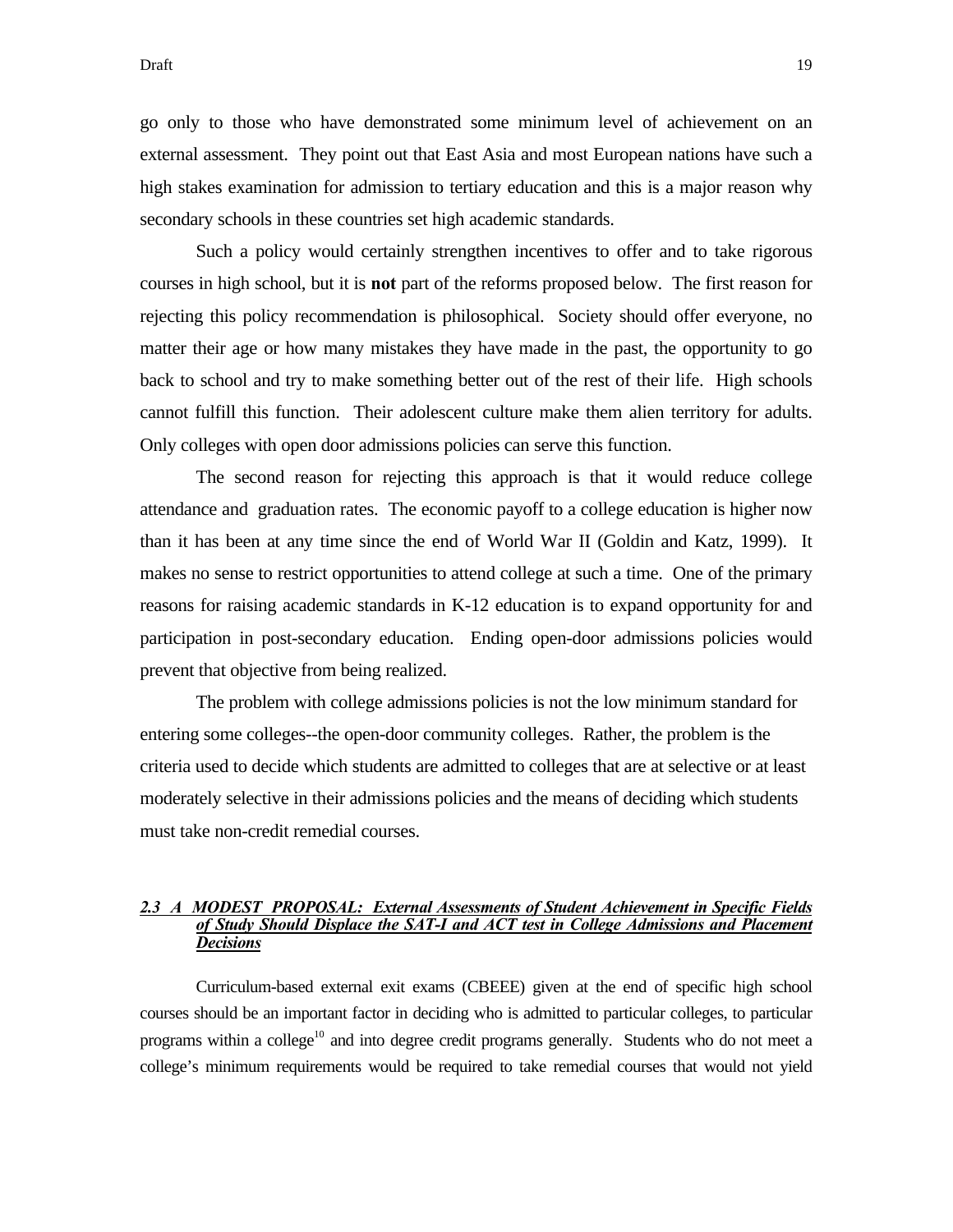go only to those who have demonstrated some minimum level of achievement on an external assessment. They point out that East Asia and most European nations have such a high stakes examination for admission to tertiary education and this is a major reason why secondary schools in these countries set high academic standards.

Such a policy would certainly strengthen incentives to offer and to take rigorous courses in high school, but it is **not** part of the reforms proposed below. The first reason for rejecting this policy recommendation is philosophical. Society should offer everyone, no matter their age or how many mistakes they have made in the past, the opportunity to go back to school and try to make something better out of the rest of their life. High schools cannot fulfill this function. Their adolescent culture make them alien territory for adults. Only colleges with open door admissions policies can serve this function.

The second reason for rejecting this approach is that it would reduce college attendance and graduation rates. The economic payoff to a college education is higher now than it has been at any time since the end of World War II (Goldin and Katz, 1999). It makes no sense to restrict opportunities to attend college at such a time. One of the primary reasons for raising academic standards in K-12 education is to expand opportunity for and participation in post-secondary education. Ending open-door admissions policies would prevent that objective from being realized.

The problem with college admissions policies is not the low minimum standard for entering some colleges--the open-door community colleges. Rather, the problem is the criteria used to decide which students are admitted to colleges that are at selective or at least moderately selective in their admissions policies and the means of deciding which students must take non-credit remedial courses.

### *2.3 A MODEST PROPOSAL: External Assessments of Student Achievement in Specific Fields of Study Should Displace the SAT-I and ACT test in College Admissions and Placement Decisions*

Curriculum-based external exit exams (CBEEE) given at the end of specific high school courses should be an important factor in deciding who is admitted to particular colleges, to particular programs within a college[10] and into degree credit programs generally. Students who do not meet a college's minimum requirements would be required to take remedial courses that would not yield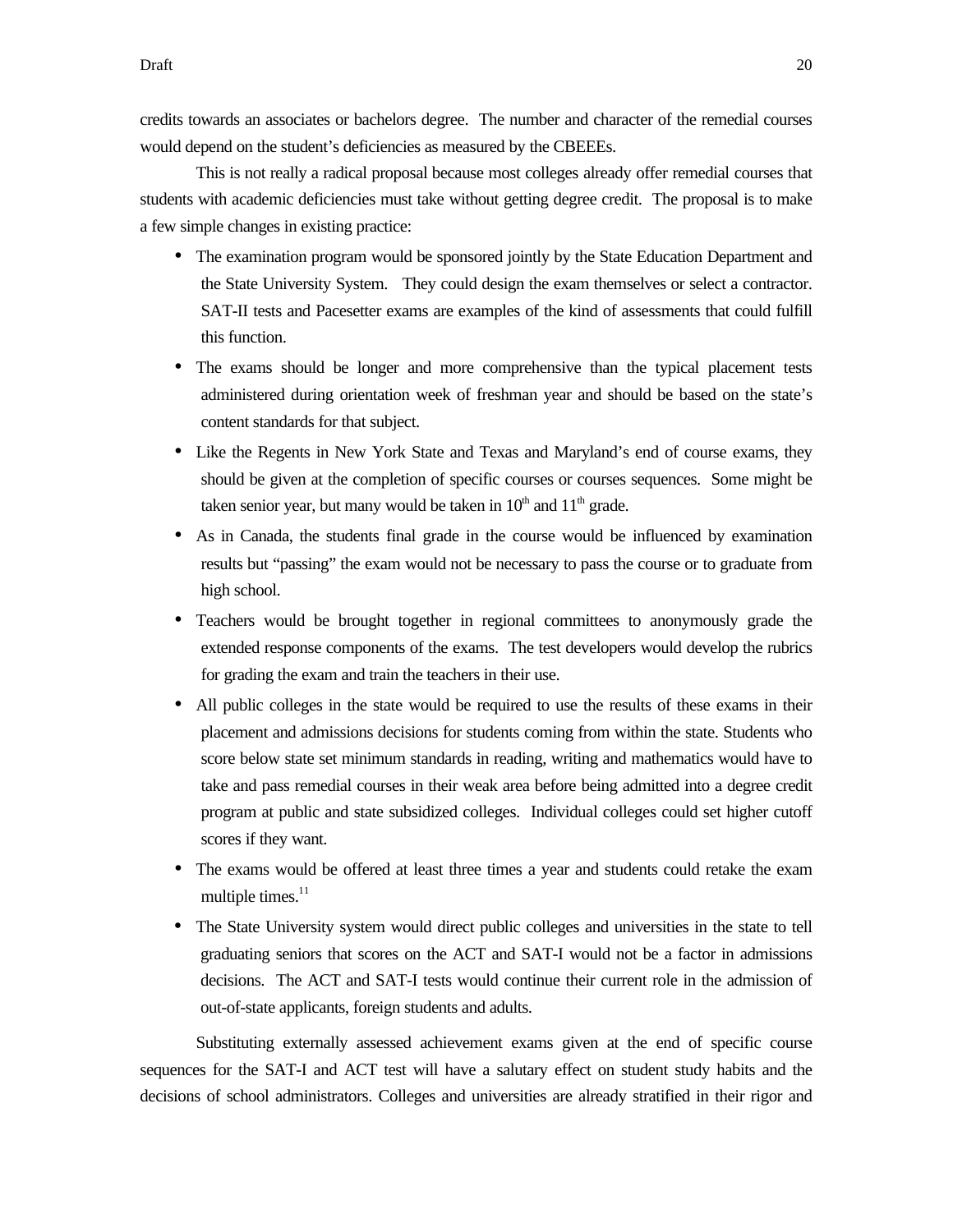credits towards an associates or bachelors degree. The number and character of the remedial courses would depend on the student's deficiencies as measured by the CBEEEs.

This is not really a radical proposal because most colleges already offer remedial courses that students with academic deficiencies must take without getting degree credit. The proposal is to make a few simple changes in existing practice:

- The examination program would be sponsored jointly by the State Education Department and the State University System. They could design the exam themselves or select a contractor. SAT-II tests and Pacesetter exams are examples of the kind of assessments that could fulfill this function.
- The exams should be longer and more comprehensive than the typical placement tests administered during orientation week of freshman year and should be based on the state's content standards for that subject.
- Like the Regents in New York State and Texas and Maryland's end of course exams, they should be given at the completion of specific courses or courses sequences. Some might be taken senior year, but many would be taken in 10th and 11th grade.
- As in Canada, the students final grade in the course would be influenced by examination results but "passing" the exam would not be necessary to pass the course or to graduate from high school.
- Teachers would be brought together in regional committees to anonymously grade the extended response components of the exams. The test developers would develop the rubrics for grading the exam and train the teachers in their use.
- All public colleges in the state would be required to use the results of these exams in their placement and admissions decisions for students coming from within the state. Students who score below state set minimum standards in reading, writing and mathematics would have to take and pass remedial courses in their weak area before being admitted into a degree credit program at public and state subsidized colleges. Individual colleges could set higher cutoff scores if they want.
- The exams would be offered at least three times a year and students could retake the exam multiple times.[11]
- The State University system would direct public colleges and universities in the state to tell graduating seniors that scores on the ACT and SAT-I would not be a factor in admissions decisions. The ACT and SAT-I tests would continue their current role in the admission of out-of-state applicants, foreign students and adults.

Substituting externally assessed achievement exams given at the end of specific course sequences for the SAT-I and ACT test will have a salutary effect on student study habits and the decisions of school administrators. Colleges and universities are already stratified in their rigor and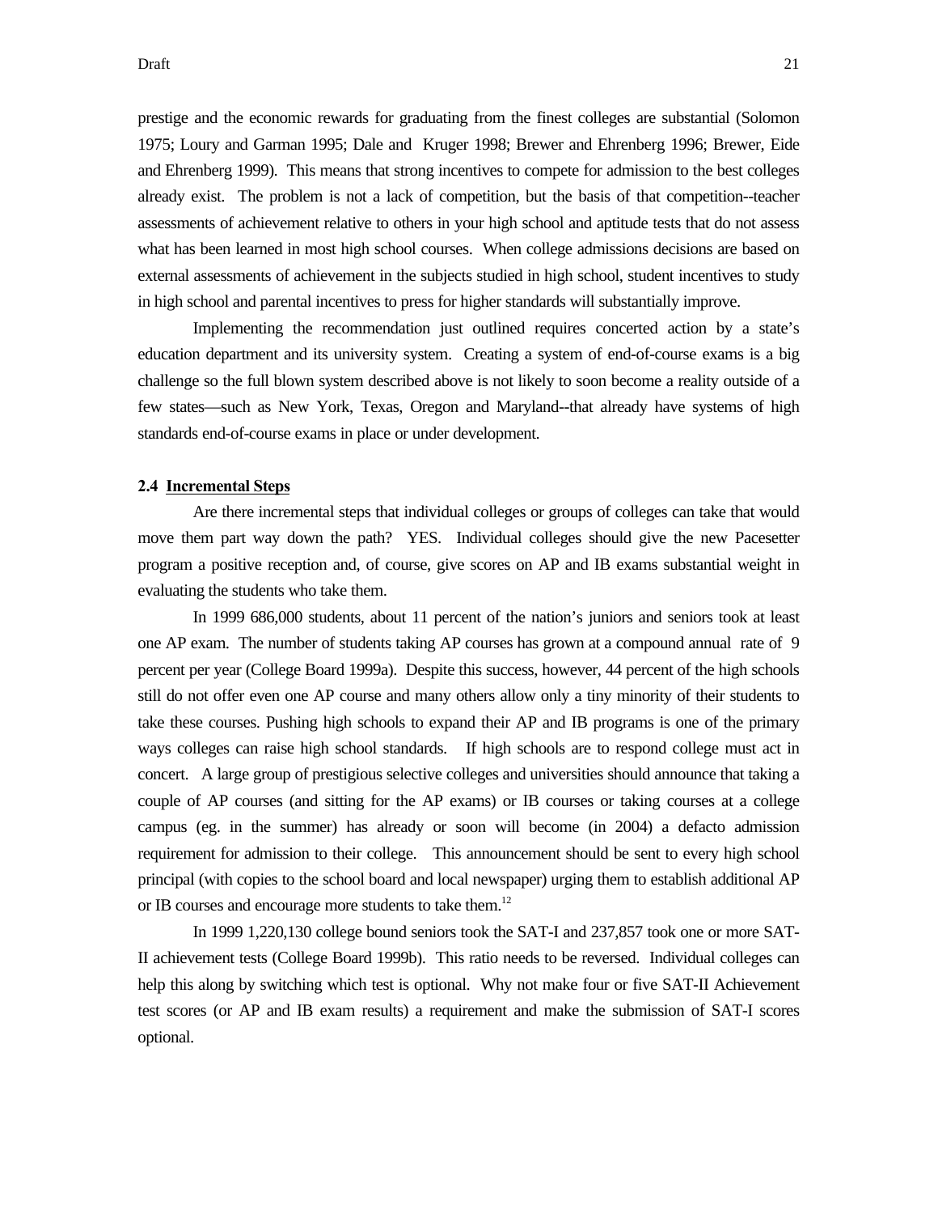prestige and the economic rewards for graduating from the finest colleges are substantial (Solomon 1975; Loury and Garman 1995; Dale and Kruger 1998; Brewer and Ehrenberg 1996; Brewer, Eide and Ehrenberg 1999). This means that strong incentives to compete for admission to the best colleges already exist. The problem is not a lack of competition, but the basis of that competition--teacher assessments of achievement relative to others in your high school and aptitude tests that do not assess what has been learned in most high school courses. When college admissions decisions are based on external assessments of achievement in the subjects studied in high school, student incentives to study in high school and parental incentives to press for higher standards will substantially improve.

Implementing the recommendation just outlined requires concerted action by a state's education department and its university system. Creating a system of end-of-course exams is a big challenge so the full blown system described above is not likely to soon become a reality outside of a few states—such as New York, Texas, Oregon and Maryland--that already have systems of high standards end-of-course exams in place or under development.

### 2.4 Incremental Steps

Are there incremental steps that individual colleges or groups of colleges can take that would move them part way down the path? YES. Individual colleges should give the new Pacesetter program a positive reception and, of course, give scores on AP and IB exams substantial weight in evaluating the students who take them.

In 1999 686,000 students, about 11 percent of the nation's juniors and seniors took at least one AP exam. The number of students taking AP courses has grown at a compound annual rate of 9 percent per year (College Board 1999a). Despite this success, however, 44 percent of the high schools still do not offer even one AP course and many others allow only a tiny minority of their students to take these courses. Pushing high schools to expand their AP and IB programs is one of the primary ways colleges can raise high school standards. If high schools are to respond college must act in concert. A large group of prestigious selective colleges and universities should announce that taking a couple of AP courses (and sitting for the AP exams) or IB courses or taking courses at a college campus (eg. in the summer) has already or soon will become (in 2004) a defacto admission requirement for admission to their college. This announcement should be sent to every high school principal (with copies to the school board and local newspaper) urging them to establish additional AP or IB courses and encourage more students to take them.[12]

In 1999 1,220,130 college bound seniors took the SAT-I and 237,857 took one or more SAT-II achievement tests (College Board 1999b). This ratio needs to be reversed. Individual colleges can help this along by switching which test is optional. Why not make four or five SAT-II Achievement test scores (or AP and IB exam results) a requirement and make the submission of SAT-I scores optional.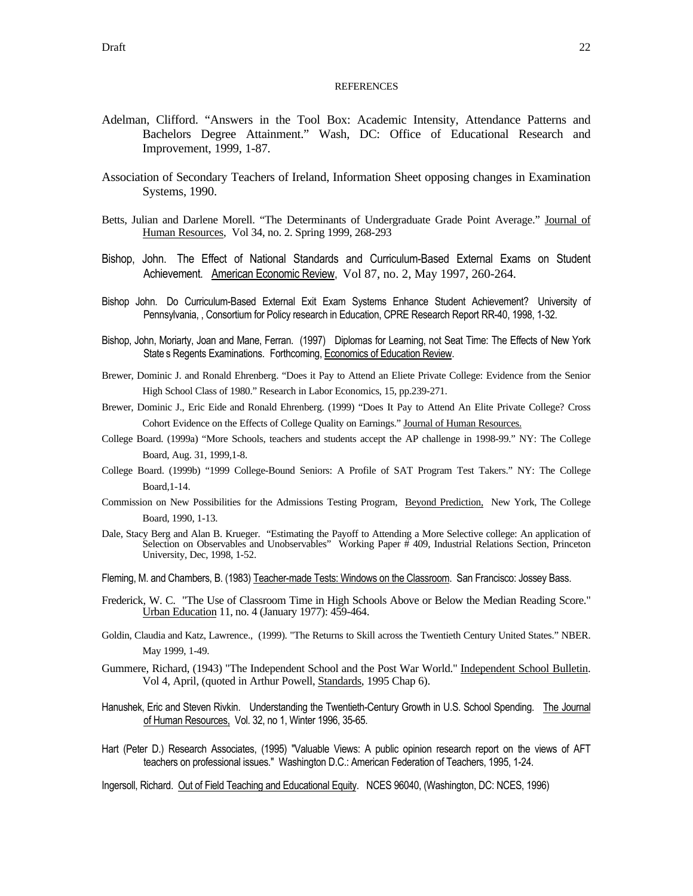REFERENCES

Adelman, Clifford. "Answers in the Tool Box: Academic Intensity, Attendance Patterns and Bachelors Degree Attainment." Wash, DC: Office of Educational Research and Improvement, 1999, 1-87.

Association of Secondary Teachers of Ireland, Information Sheet opposing changes in Examination Systems, 1990.

Betts, Julian and Darlene Morell. "The Determinants of Undergraduate Grade Point Average." Journal of Human Resources, Vol 34, no. 2. Spring 1999, 268-293

Bishop, John. The Effect of National Standards and Curriculum-Based External Exams on Student Achievement. American Economic Review, Vol 87, no. 2, May 1997, 260-264.

Bishop John. Do Curriculum-Based External Exit Exam Systems Enhance Student Achievement? University of Pennsylvania, , Consortium for Policy research in Education, CPRE Research Report RR-40, 1998, 1-32.

Bishop, John, Moriarty, Joan and Mane, Ferran. (1997) Diplomas for Learning, not Seat Time: The Effects of New York State s Regents Examinations. Forthcoming, Economics of Education Review.

Brewer, Dominic J. and Ronald Ehrenberg. "Does it Pay to Attend an Eliete Private College: Evidence from the Senior High School Class of 1980." Research in Labor Economics, 15, pp.239-271.

Brewer, Dominic J., Eric Eide and Ronald Ehrenberg. (1999) "Does It Pay to Attend An Elite Private College? Cross Cohort Evidence on the Effects of College Quality on Earnings." Journal of Human Resources.

College Board. (1999a) "More Schools, teachers and students accept the AP challenge in 1998-99." NY: The College Board, Aug. 31, 1999,1-8.

College Board. (1999b) "1999 College-Bound Seniors: A Profile of SAT Program Test Takers." NY: The College Board,1-14.

Commission on New Possibilities for the Admissions Testing Program, Beyond Prediction, New York, The College Board, 1990, 1-13.

Dale, Stacy Berg and Alan B. Krueger. "Estimating the Payoff to Attending a More Selective college: An application of Selection on Observables and Unobservables" Working Paper # 409, Industrial Relations Section, Princeton University, Dec, 1998, 1-52.

Fleming, M. and Chambers, B. (1983) Teacher-made Tests: Windows on the Classroom. San Francisco: Jossey Bass.

Frederick, W. C. "The Use of Classroom Time in High Schools Above or Below the Median Reading Score." Urban Education 11, no. 4 (January 1977): 459-464.

Goldin, Claudia and Katz, Lawrence., (1999). "The Returns to Skill across the Twentieth Century United States." NBER. May 1999, 1-49.

Gummere, Richard, (1943) "The Independent School and the Post War World." Independent School Bulletin. Vol 4, April, (quoted in Arthur Powell, Standards, 1995 Chap 6).

Hanushek, Eric and Steven Rivkin. Understanding the Twentieth-Century Growth in U.S. School Spending. The Journal of Human Resources, Vol. 32, no 1, Winter 1996, 35-65.

Hart (Peter D.) Research Associates, (1995) "Valuable Views: A public opinion research report on the views of AFT teachers on professional issues." Washington D.C.: American Federation of Teachers, 1995, 1-24.

Ingersoll, Richard. Out of Field Teaching and Educational Equity. NCES 96040, (Washington, DC: NCES, 1996)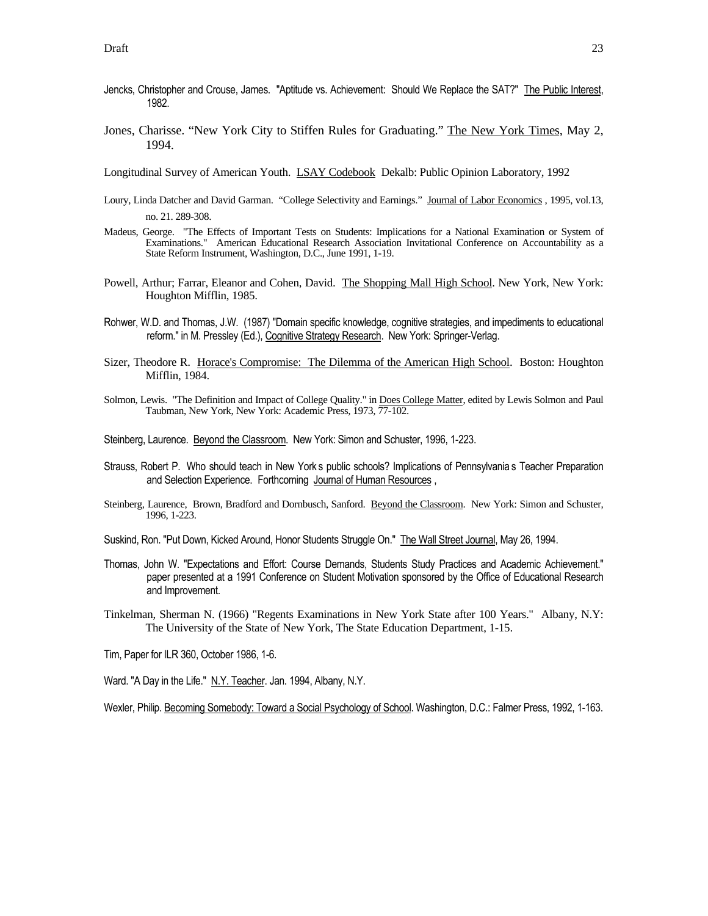Jencks, Christopher and Crouse, James. "Aptitude vs. Achievement: Should We Replace the SAT?" The Public Interest, 1982.

Jones, Charisse. "New York City to Stiffen Rules for Graduating." The New York Times, May 2, 1994.

Longitudinal Survey of American Youth. LSAY Codebook Dekalb: Public Opinion Laboratory, 1992

Loury, Linda Datcher and David Garman. "College Selectivity and Earnings." Journal of Labor Economics , 1995, vol.13, no. 21. 289-308.

Madeus, George. "The Effects of Important Tests on Students: Implications for a National Examination or System of Examinations." American Educational Research Association Invitational Conference on Accountability as a State Reform Instrument, Washington, D.C., June 1991, 1-19.

Powell, Arthur; Farrar, Eleanor and Cohen, David. The Shopping Mall High School. New York, New York: Houghton Mifflin, 1985.

Rohwer, W.D. and Thomas, J.W. (1987) "Domain specific knowledge, cognitive strategies, and impediments to educational reform." in M. Pressley (Ed.), Cognitive Strategy Research. New York: Springer-Verlag.

Sizer, Theodore R. Horace's Compromise: The Dilemma of the American High School. Boston: Houghton Mifflin, 1984.

Solmon, Lewis. "The Definition and Impact of College Quality." in Does College Matter, edited by Lewis Solmon and Paul Taubman, New York, New York: Academic Press, 1973, 77-102.

Steinberg, Laurence. Beyond the Classroom. New York: Simon and Schuster, 1996, 1-223.

Strauss, Robert P. Who should teach in New York s public schools? Implications of Pennsylvania s Teacher Preparation and Selection Experience. Forthcoming Journal of Human Resources ,

Steinberg, Laurence, Brown, Bradford and Dornbusch, Sanford. Beyond the Classroom. New York: Simon and Schuster, 1996, 1-223.

Suskind, Ron. "Put Down, Kicked Around, Honor Students Struggle On." The Wall Street Journal, May 26, 1994.

Thomas, John W. "Expectations and Effort: Course Demands, Students Study Practices and Academic Achievement." paper presented at a 1991 Conference on Student Motivation sponsored by the Office of Educational Research and Improvement.

Tinkelman, Sherman N. (1966) "Regents Examinations in New York State after 100 Years." Albany, N.Y: The University of the State of New York, The State Education Department, 1-15.

Tim, Paper for ILR 360, October 1986, 1-6.

Ward. "A Day in the Life." N.Y. Teacher. Jan. 1994, Albany, N.Y.

Wexler, Philip. Becoming Somebody: Toward a Social Psychology of School. Washington, D.C.: Falmer Press, 1992, 1-163.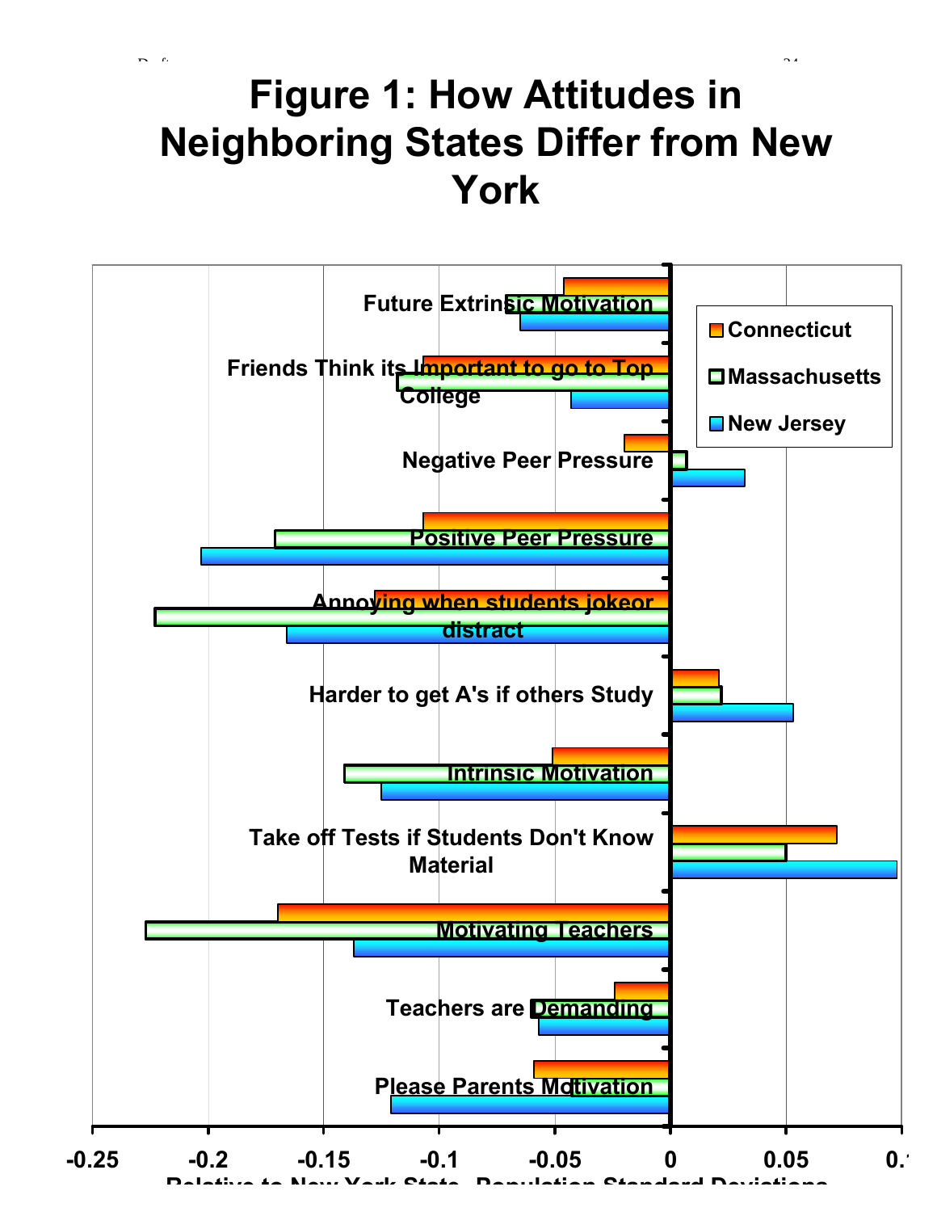# Figure 1: How Attitudes in Neighboring States Differ from New York

Connecticut

Massachusetts

New Jersey

Future Extrinsic Motivation

Friends Think its Important to go to Top College

Negative Peer Pressure

Positive Peer Pressure

Annoying when students jokeor distract

Harder to get A's if others Study

Intrinsic Motivation

Take off Tests if Students Don't Know Material

Motivating Teachers

Teachers are Demanding

Please Parents Motivation

-0.25 -0.2 -0.15 -0.1 -0.05 0 0.05 0.1

Relative to New York State, Population Standard Deviations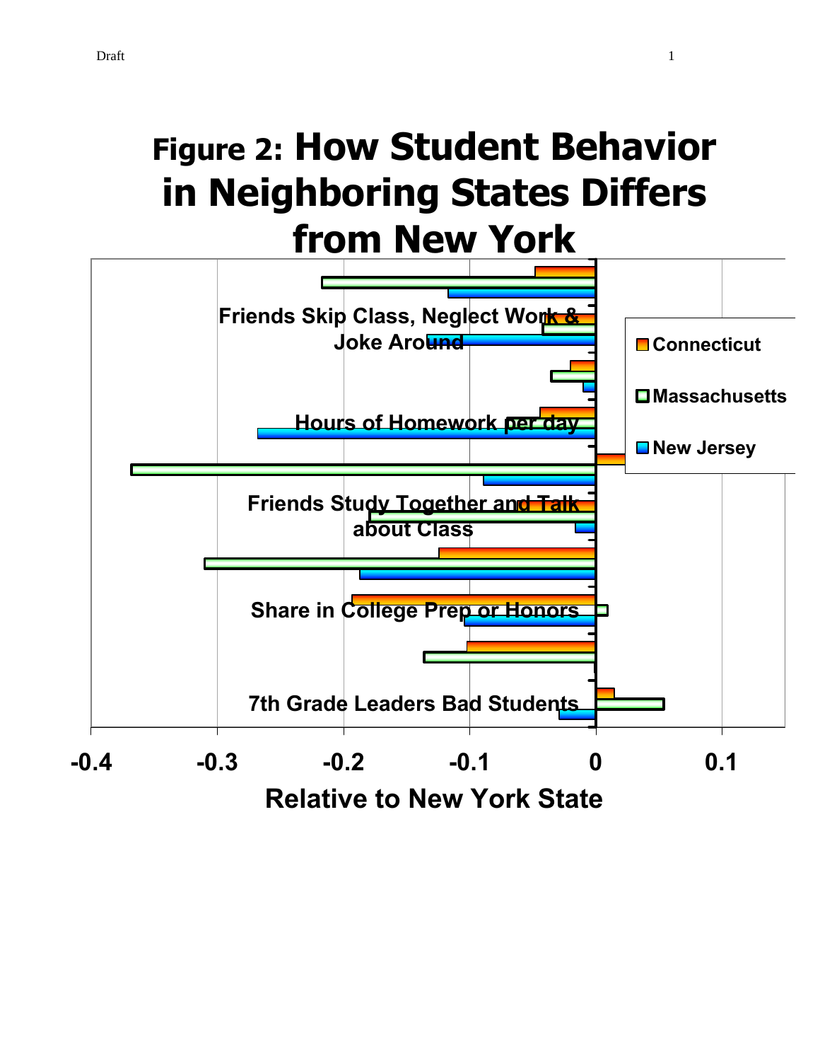# Figure 2: How Student Behavior in Neighboring States Differs from New York

Friends Skip Class, Neglect Work & Joke Around

Hours of Homework per day

Friends Study Together and Talk about Class

Share in College Prep or Honors

7th Grade Leaders Bad Students

Connecticut

Massachusetts

New Jersey

-0.4 -0.3 -0.2 -0.1 0 0.1

Relative to New York State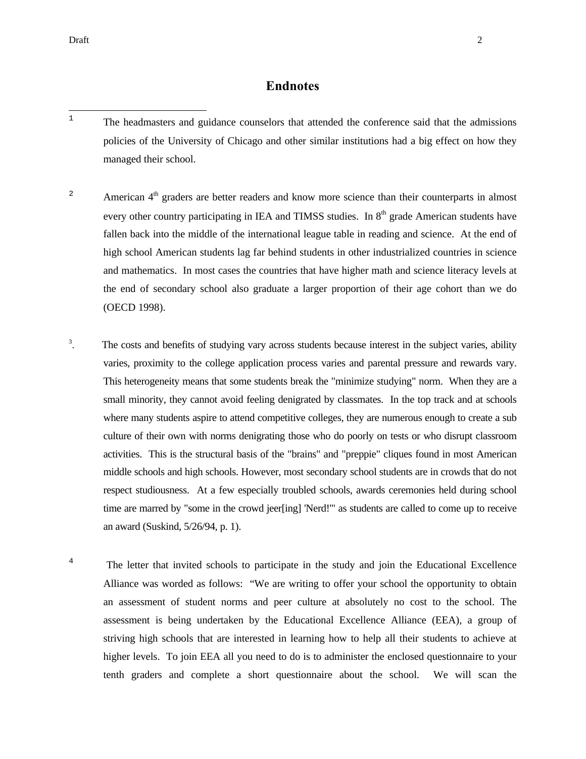# Endnotes

1 The headmasters and guidance counselors that attended the conference said that the admissions policies of the University of Chicago and other similar institutions had a big effect on how they managed their school.

2 American 4th graders are better readers and know more science than their counterparts in almost every other country participating in IEA and TIMSS studies. In 8th grade American students have fallen back into the middle of the international league table in reading and science. At the end of high school American students lag far behind students in other industrialized countries in science and mathematics. In most cases the countries that have higher math and science literacy levels at the end of secondary school also graduate a larger proportion of their age cohort than we do (OECD 1998).

3. The costs and benefits of studying vary across students because interest in the subject varies, ability varies, proximity to the college application process varies and parental pressure and rewards vary. This heterogeneity means that some students break the "minimize studying" norm. When they are a small minority, they cannot avoid feeling denigrated by classmates. In the top track and at schools where many students aspire to attend competitive colleges, they are numerous enough to create a sub culture of their own with norms denigrating those who do poorly on tests or who disrupt classroom activities. This is the structural basis of the "brains" and "preppie" cliques found in most American middle schools and high schools. However, most secondary school students are in crowds that do not respect studiousness. At a few especially troubled schools, awards ceremonies held during school time are marred by "some in the crowd jeer[ing] 'Nerd!'" as students are called to come up to receive an award (Suskind, 5/26/94, p. 1).

4 The letter that invited schools to participate in the study and join the Educational Excellence Alliance was worded as follows: "We are writing to offer your school the opportunity to obtain an assessment of student norms and peer culture at absolutely no cost to the school. The assessment is being undertaken by the Educational Excellence Alliance (EEA), a group of striving high schools that are interested in learning how to help all their students to achieve at higher levels. To join EEA all you need to do is to administer the enclosed questionnaire to your tenth graders and complete a short questionnaire about the school. We will scan the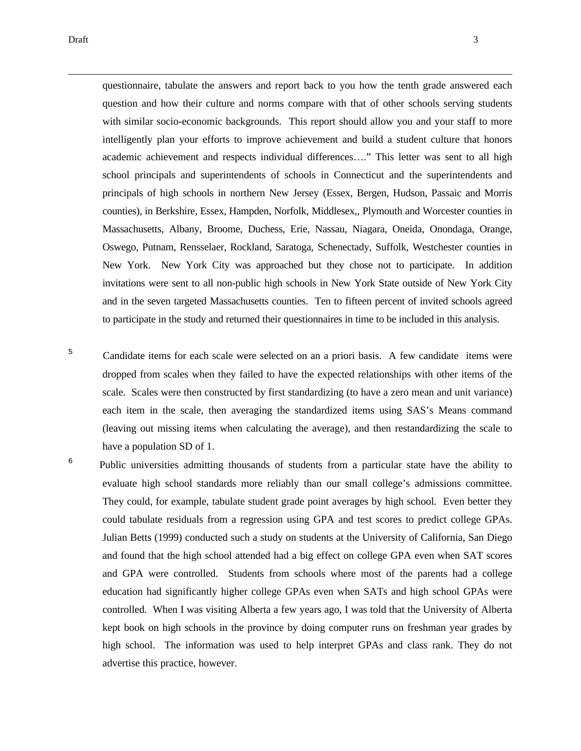questionnaire, tabulate the answers and report back to you how the tenth grade answered each question and how their culture and norms compare with that of other schools serving students with similar socio-economic backgrounds. This report should allow you and your staff to more intelligently plan your efforts to improve achievement and build a student culture that honors academic achievement and respects individual differences…." This letter was sent to all high school principals and superintendents of schools in Connecticut and the superintendents and principals of high schools in northern New Jersey (Essex, Bergen, Hudson, Passaic and Morris counties), in Berkshire, Essex, Hampden, Norfolk, Middlesex,, Plymouth and Worcester counties in Massachusetts, Albany, Broome, Duchess, Erie, Nassau, Niagara, Oneida, Onondaga, Orange, Oswego, Putnam, Rensselaer, Rockland, Saratoga, Schenectady, Suffolk, Westchester counties in New York. New York City was approached but they chose not to participate. In addition invitations were sent to all non-public high schools in New York State outside of New York City and in the seven targeted Massachusetts counties. Ten to fifteen percent of invited schools agreed to participate in the study and returned their questionnaires in time to be included in this analysis.

[5] Candidate items for each scale were selected on an a priori basis. A few candidate items were dropped from scales when they failed to have the expected relationships with other items of the scale. Scales were then constructed by first standardizing (to have a zero mean and unit variance) each item in the scale, then averaging the standardized items using SAS's Means command (leaving out missing items when calculating the average), and then restandardizing the scale to have a population SD of 1.

[6] Public universities admitting thousands of students from a particular state have the ability to evaluate high school standards more reliably than our small college's admissions committee. They could, for example, tabulate student grade point averages by high school. Even better they could tabulate residuals from a regression using GPA and test scores to predict college GPAs. Julian Betts (1999) conducted such a study on students at the University of California, San Diego and found that the high school attended had a big effect on college GPA even when SAT scores and GPA were controlled. Students from schools where most of the parents had a college education had significantly higher college GPAs even when SATs and high school GPAs were controlled. When I was visiting Alberta a few years ago, I was told that the University of Alberta kept book on high schools in the province by doing computer runs on freshman year grades by high school. The information was used to help interpret GPAs and class rank. They do not advertise this practice, however.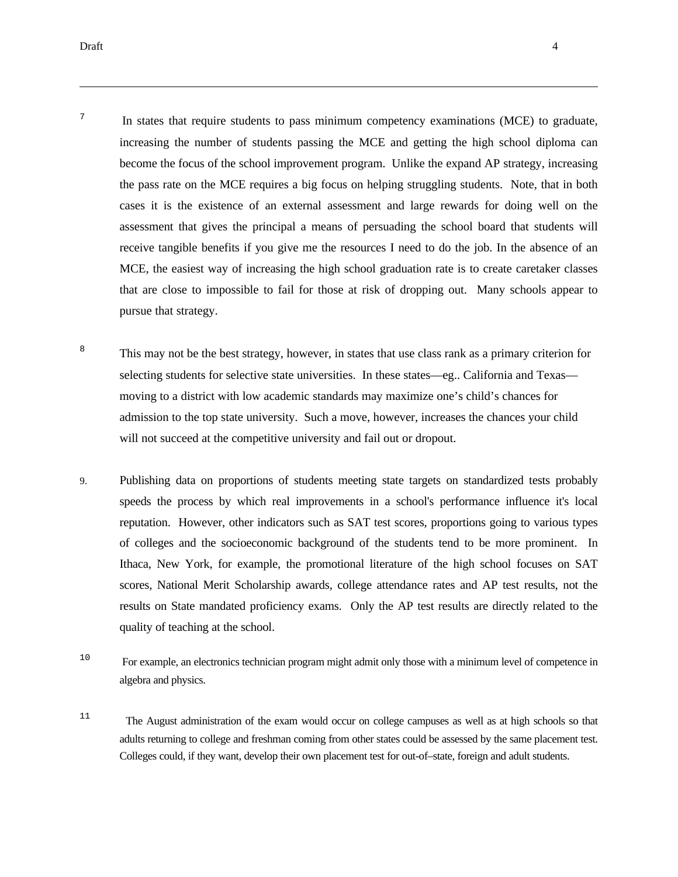7 In states that require students to pass minimum competency examinations (MCE) to graduate, increasing the number of students passing the MCE and getting the high school diploma can become the focus of the school improvement program. Unlike the expand AP strategy, increasing the pass rate on the MCE requires a big focus on helping struggling students. Note, that in both cases it is the existence of an external assessment and large rewards for doing well on the assessment that gives the principal a means of persuading the school board that students will receive tangible benefits if you give me the resources I need to do the job. In the absence of an MCE, the easiest way of increasing the high school graduation rate is to create caretaker classes that are close to impossible to fail for those at risk of dropping out. Many schools appear to pursue that strategy.

8 This may not be the best strategy, however, in states that use class rank as a primary criterion for selecting students for selective state universities. In these states—eg.. California and Texas—moving to a district with low academic standards may maximize one's child's chances for admission to the top state university. Such a move, however, increases the chances your child will not succeed at the competitive university and fail out or dropout.

9. Publishing data on proportions of students meeting state targets on standardized tests probably speeds the process by which real improvements in a school's performance influence it's local reputation. However, other indicators such as SAT test scores, proportions going to various types of colleges and the socioeconomic background of the students tend to be more prominent. In Ithaca, New York, for example, the promotional literature of the high school focuses on SAT scores, National Merit Scholarship awards, college attendance rates and AP test results, not the results on State mandated proficiency exams. Only the AP test results are directly related to the quality of teaching at the school.

10 For example, an electronics technician program might admit only those with a minimum level of competence in algebra and physics.

11 The August administration of the exam would occur on college campuses as well as at high schools so that adults returning to college and freshman coming from other states could be assessed by the same placement test. Colleges could, if they want, develop their own placement test for out-of–state, foreign and adult students.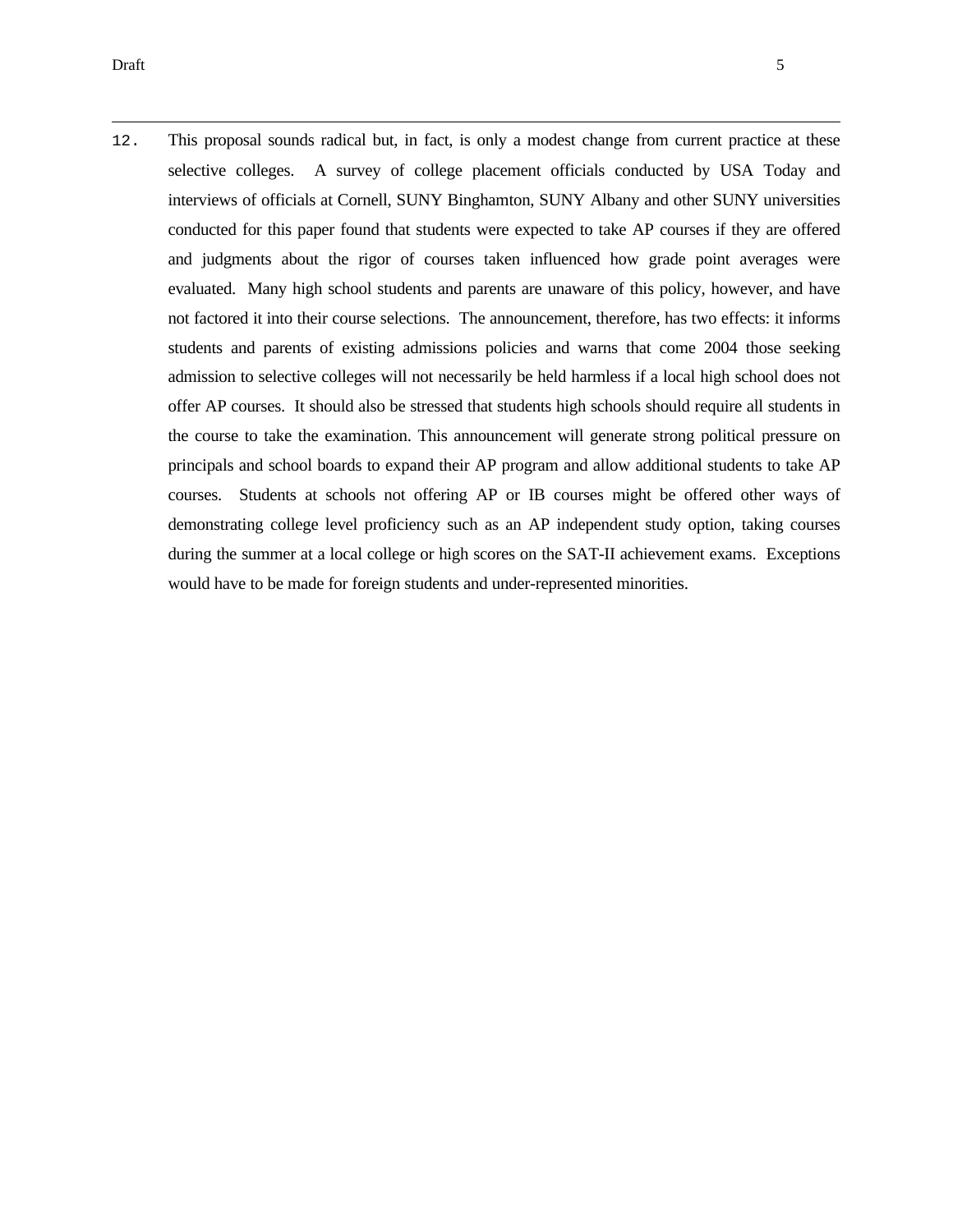12. This proposal sounds radical but, in fact, is only a modest change from current practice at these selective colleges. A survey of college placement officials conducted by USA Today and interviews of officials at Cornell, SUNY Binghamton, SUNY Albany and other SUNY universities conducted for this paper found that students were expected to take AP courses if they are offered and judgments about the rigor of courses taken influenced how grade point averages were evaluated. Many high school students and parents are unaware of this policy, however, and have not factored it into their course selections. The announcement, therefore, has two effects: it informs students and parents of existing admissions policies and warns that come 2004 those seeking admission to selective colleges will not necessarily be held harmless if a local high school does not offer AP courses. It should also be stressed that students high schools should require all students in the course to take the examination. This announcement will generate strong political pressure on principals and school boards to expand their AP program and allow additional students to take AP courses. Students at schools not offering AP or IB courses might be offered other ways of demonstrating college level proficiency such as an AP independent study option, taking courses during the summer at a local college or high scores on the SAT-II achievement exams. Exceptions would have to be made for foreign students and under-represented minorities.